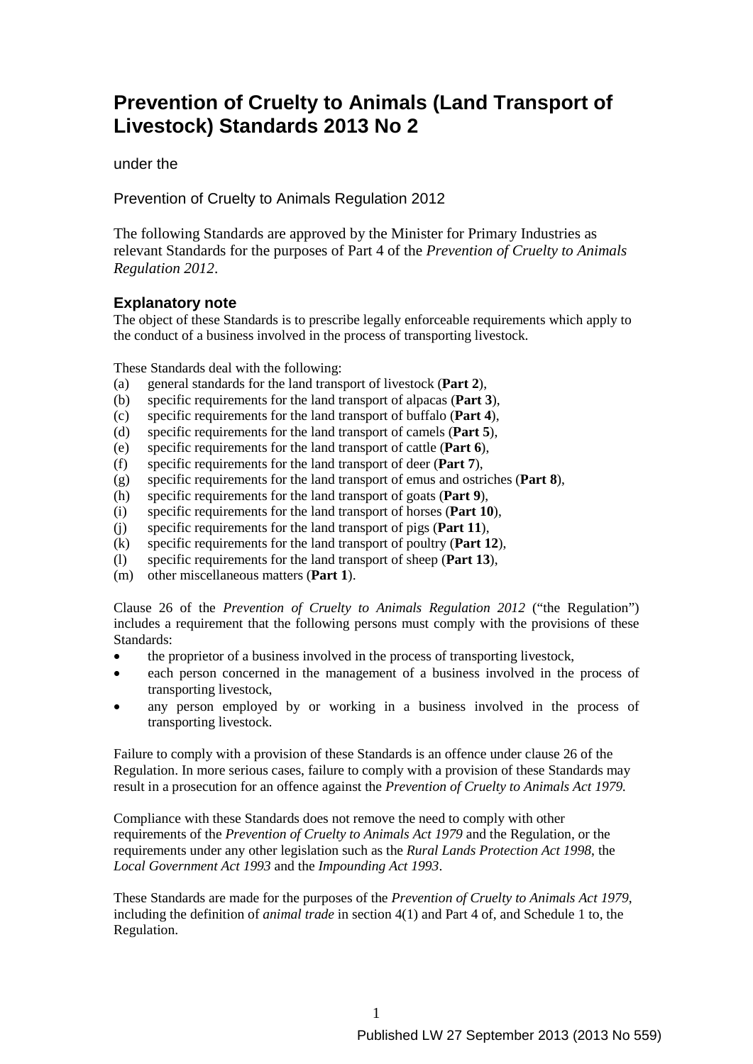# Prevention of Cruelty to Animals (Land Transport of Livestock) Standards 2013 No 2

under the

Prevention of Cruelty to Animals Regulation 2012

The following Standards are approved by the Minister for Primary Industries as relevant Standards for the purposes of Part 4 of the *Prevention of Cruelty to Animals Regulation 2012*.

## Explanatory note

The object of these Standards is to prescribe legally enforceable requirements which apply to the conduct of a business involved in the process of transporting livestock.

These Standards deal with the following:

(a) general standards for the land transport of livestock (**Part 2**),
(b) specific requirements for the land transport of alpacas (**Part 3**),
(c) specific requirements for the land transport of buffalo (**Part 4**),
(d) specific requirements for the land transport of camels (**Part 5**),
(e) specific requirements for the land transport of cattle (**Part 6**),
(f) specific requirements for the land transport of deer (**Part 7**),
(g) specific requirements for the land transport of emus and ostriches (**Part 8**),
(h) specific requirements for the land transport of goats (**Part 9**),
(i) specific requirements for the land transport of horses (**Part 10**),
(j) specific requirements for the land transport of pigs (**Part 11**),
(k) specific requirements for the land transport of poultry (**Part 12**),
(l) specific requirements for the land transport of sheep (**Part 13**),
(m) other miscellaneous matters (**Part 1**).

Clause 26 of the *Prevention of Cruelty to Animals Regulation 2012* ("the Regulation") includes a requirement that the following persons must comply with the provisions of these Standards:

- the proprietor of a business involved in the process of transporting livestock,
- each person concerned in the management of a business involved in the process of transporting livestock,
- any person employed by or working in a business involved in the process of transporting livestock.

Failure to comply with a provision of these Standards is an offence under clause 26 of the Regulation. In more serious cases, failure to comply with a provision of these Standards may result in a prosecution for an offence against the *Prevention of Cruelty to Animals Act 1979.*

Compliance with these Standards does not remove the need to comply with other requirements of the *Prevention of Cruelty to Animals Act 1979* and the Regulation, or the requirements under any other legislation such as the *Rural Lands Protection Act 1998*, the *Local Government Act 1993* and the *Impounding Act 1993*.

These Standards are made for the purposes of the *Prevention of Cruelty to Animals Act 1979*, including the definition of *animal trade* in section 4(1) and Part 4 of, and Schedule 1 to, the Regulation.

Published LW 27 September 2013 (2013 No 559)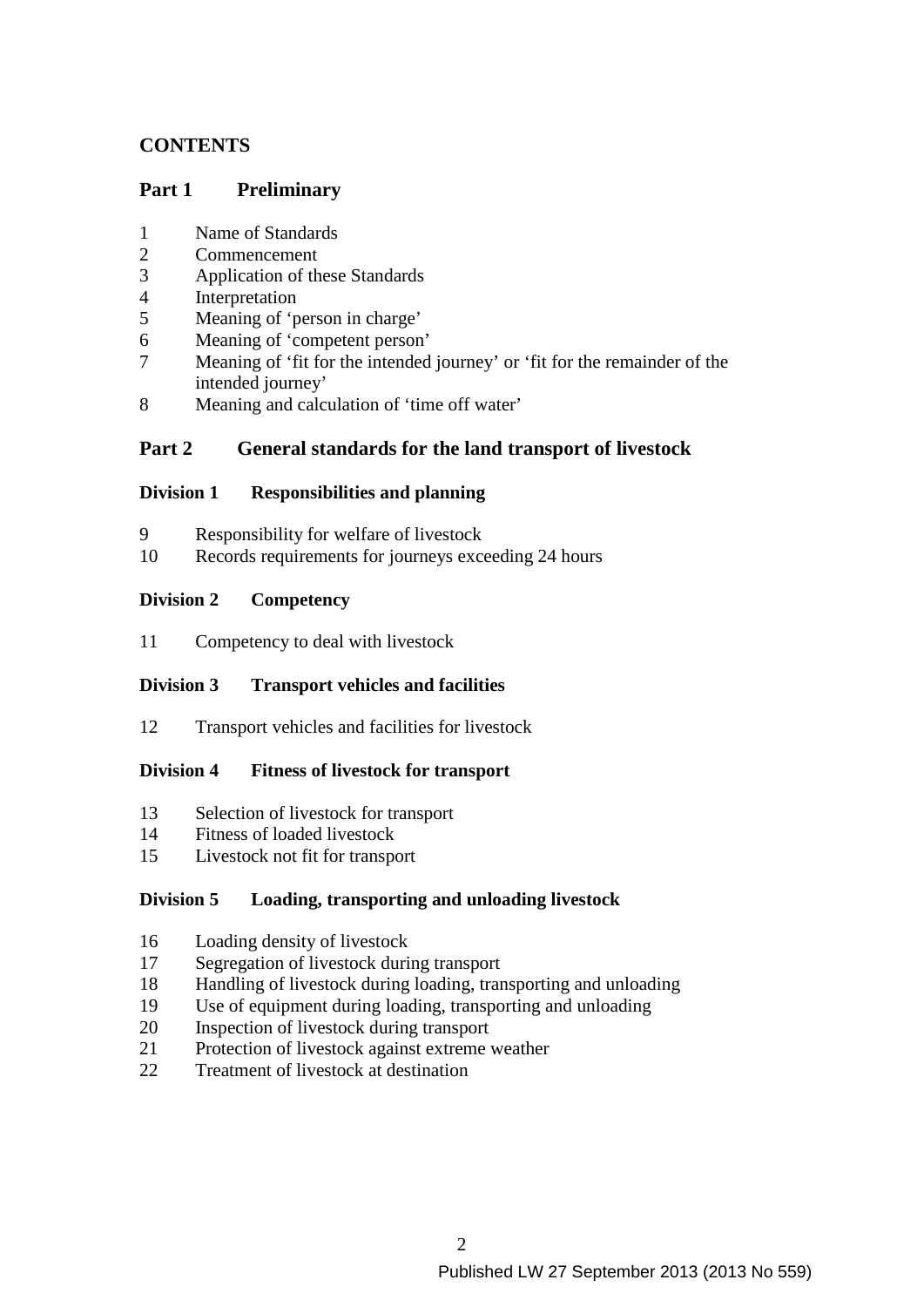# CONTENTS

## Part 1 Preliminary

1 Name of Standards
2 Commencement
3 Application of these Standards
4 Interpretation
5 Meaning of 'person in charge'
6 Meaning of 'competent person'
7 Meaning of 'fit for the intended journey' or 'fit for the remainder of the intended journey'
8 Meaning and calculation of 'time off water'

## Part 2 General standards for the land transport of livestock

### Division 1 Responsibilities and planning

9 Responsibility for welfare of livestock
10 Records requirements for journeys exceeding 24 hours

### Division 2 Competency

11 Competency to deal with livestock

### Division 3 Transport vehicles and facilities

12 Transport vehicles and facilities for livestock

### Division 4 Fitness of livestock for transport

13 Selection of livestock for transport
14 Fitness of loaded livestock
15 Livestock not fit for transport

### Division 5 Loading, transporting and unloading livestock

16 Loading density of livestock
17 Segregation of livestock during transport
18 Handling of livestock during loading, transporting and unloading
19 Use of equipment during loading, transporting and unloading
20 Inspection of livestock during transport
21 Protection of livestock against extreme weather
22 Treatment of livestock at destination

Published LW 27 September 2013 (2013 No 559)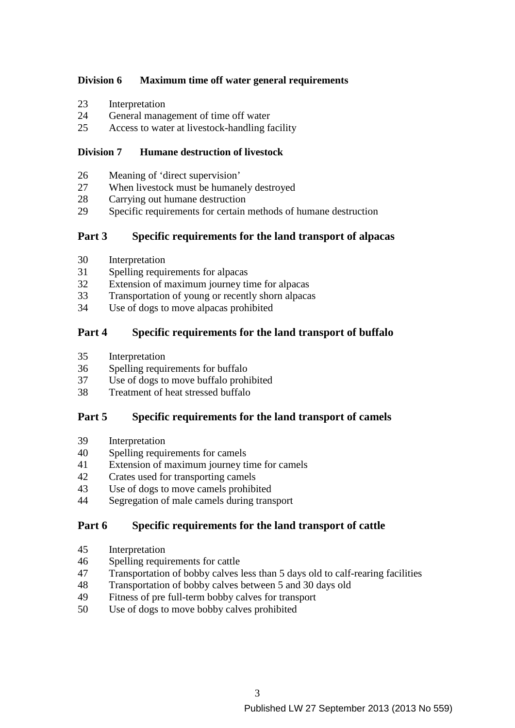**Division 6 Maximum time off water general requirements**

23 Interpretation
24 General management of time off water
25 Access to water at livestock-handling facility

**Division 7 Humane destruction of livestock**

26 Meaning of 'direct supervision'
27 When livestock must be humanely destroyed
28 Carrying out humane destruction
29 Specific requirements for certain methods of humane destruction

## Part 3 Specific requirements for the land transport of alpacas

30 Interpretation
31 Spelling requirements for alpacas
32 Extension of maximum journey time for alpacas
33 Transportation of young or recently shorn alpacas
34 Use of dogs to move alpacas prohibited

## Part 4 Specific requirements for the land transport of buffalo

35 Interpretation
36 Spelling requirements for buffalo
37 Use of dogs to move buffalo prohibited
38 Treatment of heat stressed buffalo

## Part 5 Specific requirements for the land transport of camels

39 Interpretation
40 Spelling requirements for camels
41 Extension of maximum journey time for camels
42 Crates used for transporting camels
43 Use of dogs to move camels prohibited
44 Segregation of male camels during transport

## Part 6 Specific requirements for the land transport of cattle

45 Interpretation
46 Spelling requirements for cattle
47 Transportation of bobby calves less than 5 days old to calf-rearing facilities
48 Transportation of bobby calves between 5 and 30 days old
49 Fitness of pre full-term bobby calves for transport
50 Use of dogs to move bobby calves prohibited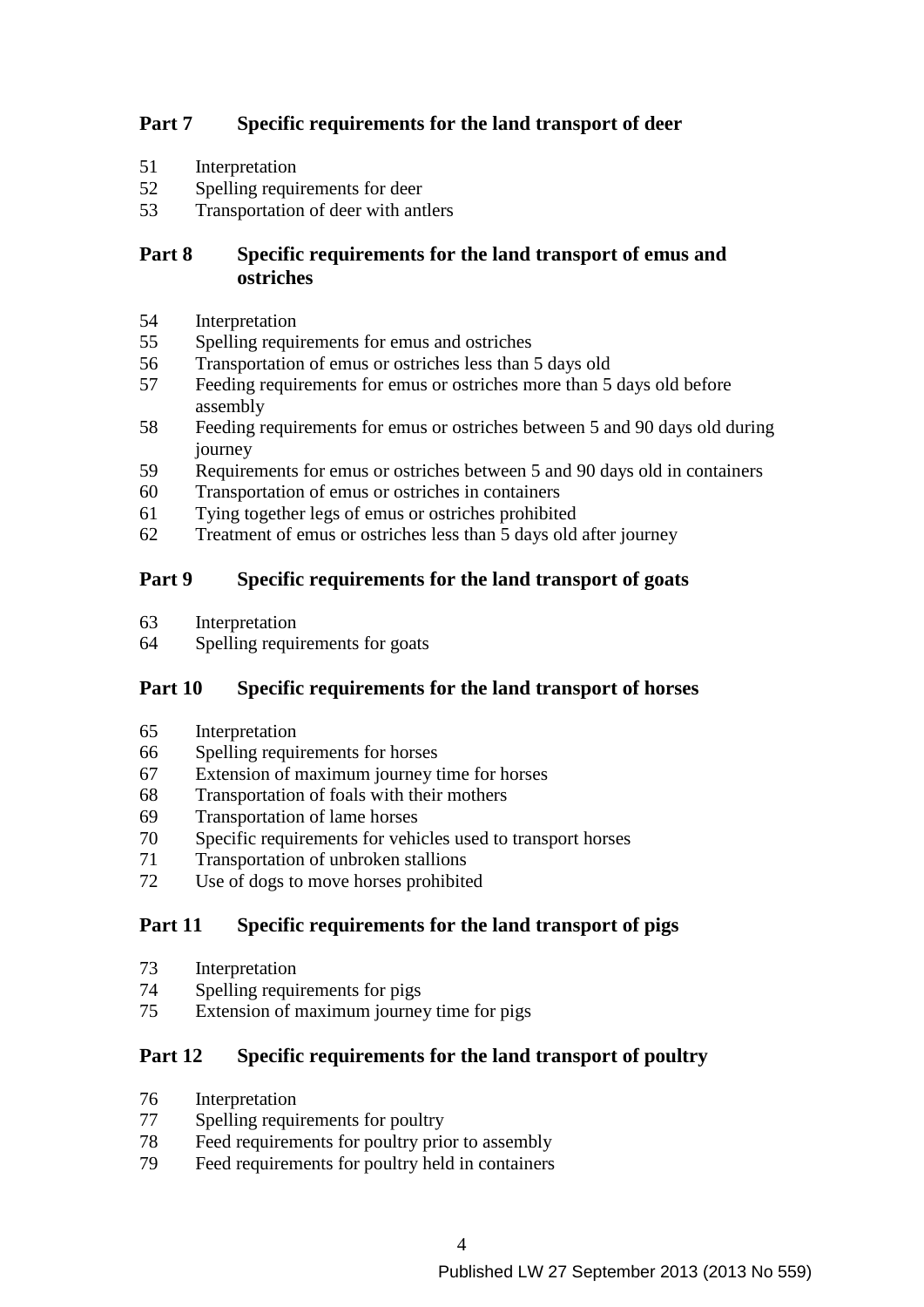## Part 7 Specific requirements for the land transport of deer

51 Interpretation
52 Spelling requirements for deer
53 Transportation of deer with antlers

## Part 8 Specific requirements for the land transport of emus and ostriches

54 Interpretation
55 Spelling requirements for emus and ostriches
56 Transportation of emus or ostriches less than 5 days old
57 Feeding requirements for emus or ostriches more than 5 days old before assembly
58 Feeding requirements for emus or ostriches between 5 and 90 days old during journey
59 Requirements for emus or ostriches between 5 and 90 days old in containers
60 Transportation of emus or ostriches in containers
61 Tying together legs of emus or ostriches prohibited
62 Treatment of emus or ostriches less than 5 days old after journey

## Part 9 Specific requirements for the land transport of goats

63 Interpretation
64 Spelling requirements for goats

## Part 10 Specific requirements for the land transport of horses

65 Interpretation
66 Spelling requirements for horses
67 Extension of maximum journey time for horses
68 Transportation of foals with their mothers
69 Transportation of lame horses
70 Specific requirements for vehicles used to transport horses
71 Transportation of unbroken stallions
72 Use of dogs to move horses prohibited

## Part 11 Specific requirements for the land transport of pigs

73 Interpretation
74 Spelling requirements for pigs
75 Extension of maximum journey time for pigs

## Part 12 Specific requirements for the land transport of poultry

76 Interpretation
77 Spelling requirements for poultry
78 Feed requirements for poultry prior to assembly
79 Feed requirements for poultry held in containers

Published LW 27 September 2013 (2013 No 559)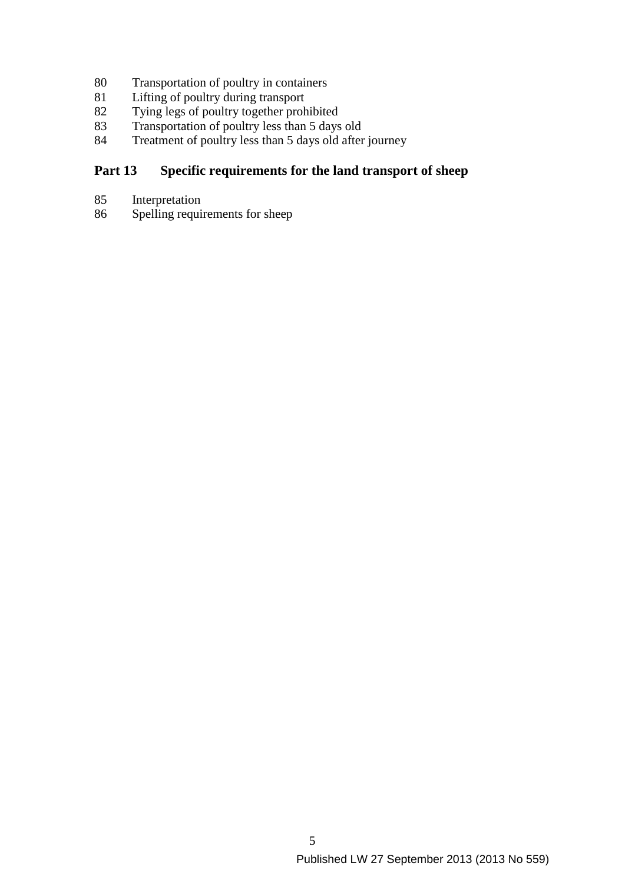80 Transportation of poultry in containers
81 Lifting of poultry during transport
82 Tying legs of poultry together prohibited
83 Transportation of poultry less than 5 days old
84 Treatment of poultry less than 5 days old after journey

## Part 13 Specific requirements for the land transport of sheep

85 Interpretation
86 Spelling requirements for sheep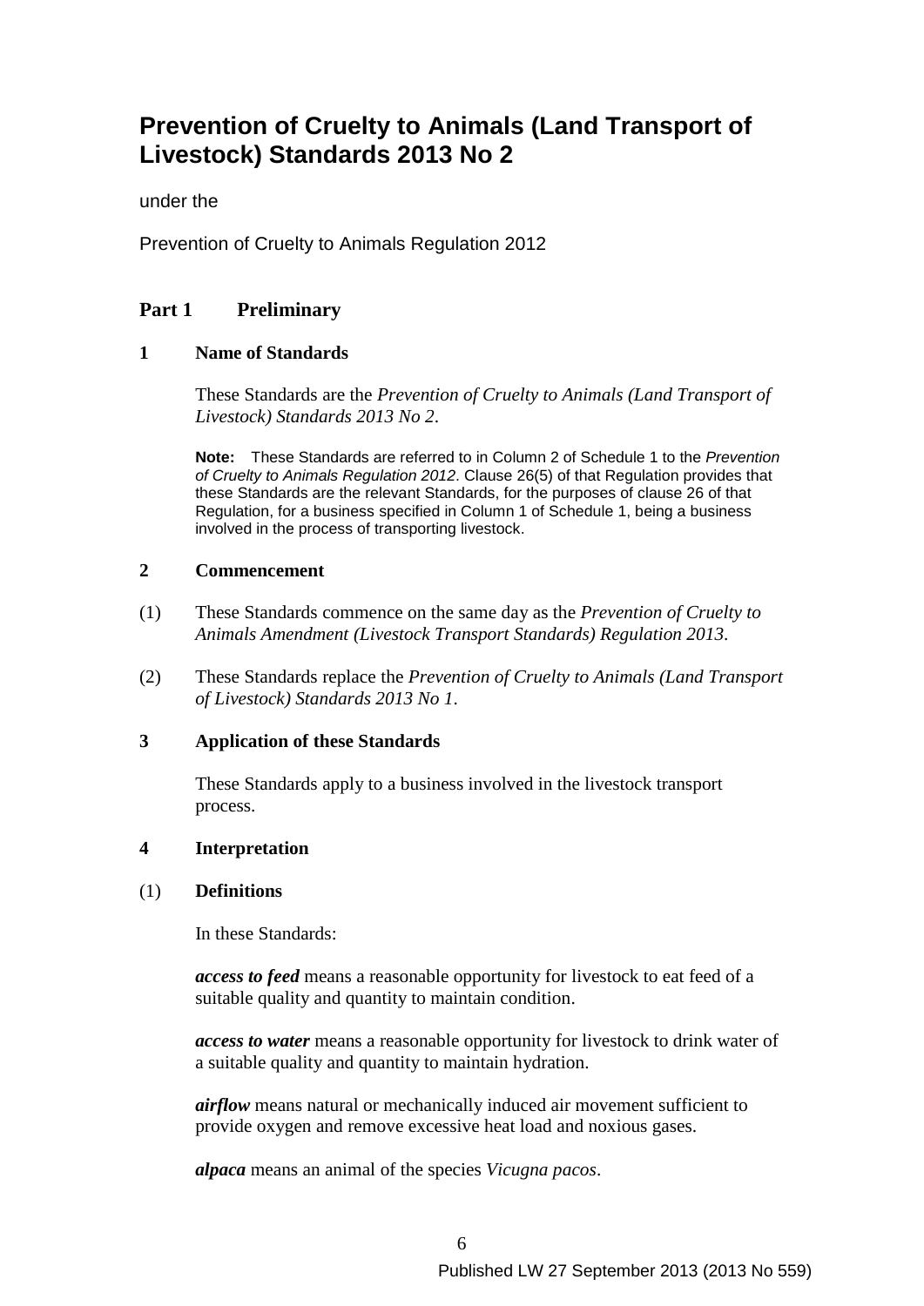# Prevention of Cruelty to Animals (Land Transport of Livestock) Standards 2013 No 2

under the

Prevention of Cruelty to Animals Regulation 2012

## Part 1 Preliminary

### 1 Name of Standards

These Standards are the *Prevention of Cruelty to Animals (Land Transport of Livestock) Standards 2013 No 2*.

**Note:** These Standards are referred to in Column 2 of Schedule 1 to the *Prevention of Cruelty to Animals Regulation 2012*. Clause 26(5) of that Regulation provides that these Standards are the relevant Standards, for the purposes of clause 26 of that Regulation, for a business specified in Column 1 of Schedule 1, being a business involved in the process of transporting livestock.

### 2 Commencement

(1) These Standards commence on the same day as the *Prevention of Cruelty to Animals Amendment (Livestock Transport Standards) Regulation 2013*.

(2) These Standards replace the *Prevention of Cruelty to Animals (Land Transport of Livestock) Standards 2013 No 1*.

### 3 Application of these Standards

These Standards apply to a business involved in the livestock transport process.

### 4 Interpretation

(1) **Definitions**

In these Standards:

***access to feed*** means a reasonable opportunity for livestock to eat feed of a suitable quality and quantity to maintain condition.

***access to water*** means a reasonable opportunity for livestock to drink water of a suitable quality and quantity to maintain hydration.

***airflow*** means natural or mechanically induced air movement sufficient to provide oxygen and remove excessive heat load and noxious gases.

***alpaca*** means an animal of the species *Vicugna pacos*.

Published LW 27 September 2013 (2013 No 559)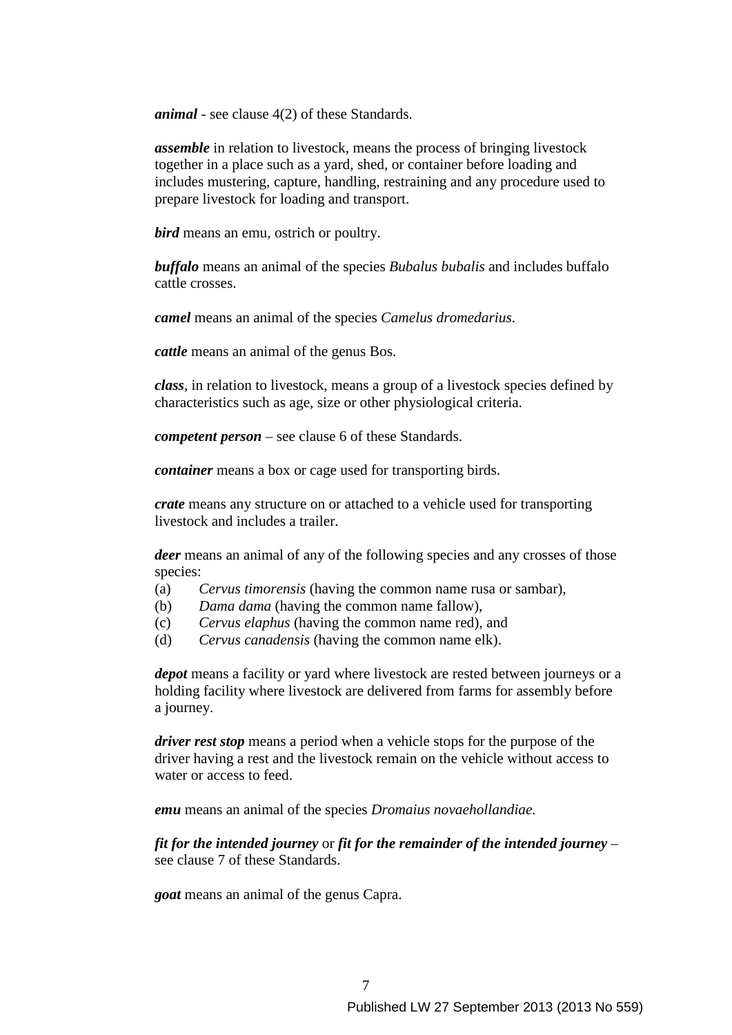***animal*** - see clause 4(2) of these Standards.

***assemble*** in relation to livestock, means the process of bringing livestock together in a place such as a yard, shed, or container before loading and includes mustering, capture, handling, restraining and any procedure used to prepare livestock for loading and transport.

***bird*** means an emu, ostrich or poultry.

***buffalo*** means an animal of the species *Bubalus bubalis* and includes buffalo cattle crosses.

***camel*** means an animal of the species *Camelus dromedarius*.

***cattle*** means an animal of the genus Bos.

***class***, in relation to livestock, means a group of a livestock species defined by characteristics such as age, size or other physiological criteria.

***competent person*** – see clause 6 of these Standards.

***container*** means a box or cage used for transporting birds.

***crate*** means any structure on or attached to a vehicle used for transporting livestock and includes a trailer.

***deer*** means an animal of any of the following species and any crosses of those species:

(a) *Cervus timorensis* (having the common name rusa or sambar),
(b) *Dama dama* (having the common name fallow),
(c) *Cervus elaphus* (having the common name red), and
(d) *Cervus canadensis* (having the common name elk).

***depot*** means a facility or yard where livestock are rested between journeys or a holding facility where livestock are delivered from farms for assembly before a journey.

***driver rest stop*** means a period when a vehicle stops for the purpose of the driver having a rest and the livestock remain on the vehicle without access to water or access to feed.

***emu*** means an animal of the species *Dromaius novaehollandiae.*

***fit for the intended journey*** or ***fit for the remainder of the intended journey*** – see clause 7 of these Standards.

***goat*** means an animal of the genus Capra.

Published LW 27 September 2013 (2013 No 559)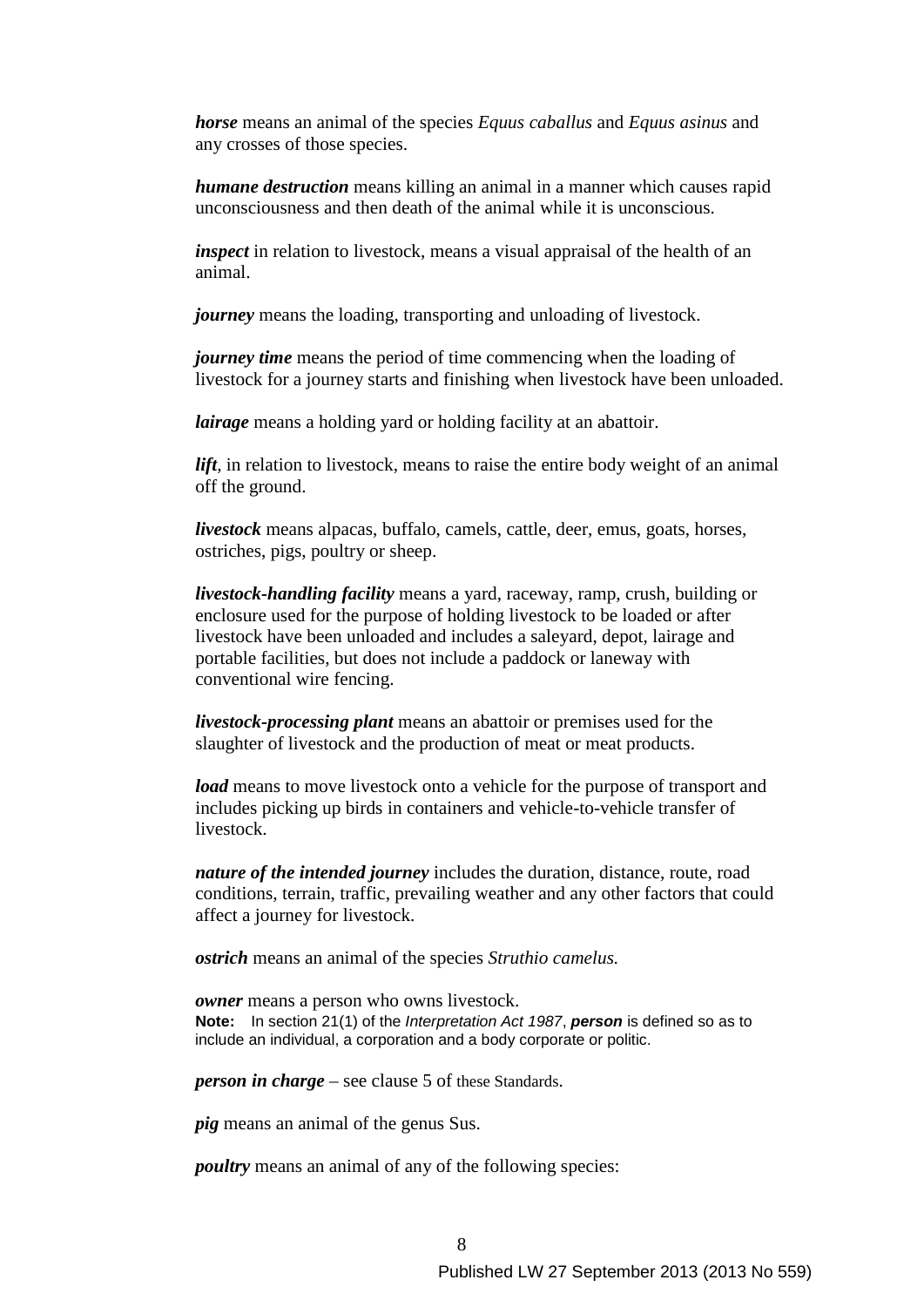***horse*** means an animal of the species *Equus caballus* and *Equus asinus* and any crosses of those species.

***humane destruction*** means killing an animal in a manner which causes rapid unconsciousness and then death of the animal while it is unconscious.

***inspect*** in relation to livestock, means a visual appraisal of the health of an animal.

***journey*** means the loading, transporting and unloading of livestock.

***journey time*** means the period of time commencing when the loading of livestock for a journey starts and finishing when livestock have been unloaded.

***lairage*** means a holding yard or holding facility at an abattoir.

***lift***, in relation to livestock, means to raise the entire body weight of an animal off the ground.

***livestock*** means alpacas, buffalo, camels, cattle, deer, emus, goats, horses, ostriches, pigs, poultry or sheep.

***livestock-handling facility*** means a yard, raceway, ramp, crush, building or enclosure used for the purpose of holding livestock to be loaded or after livestock have been unloaded and includes a saleyard, depot, lairage and portable facilities, but does not include a paddock or laneway with conventional wire fencing.

***livestock-processing plant*** means an abattoir or premises used for the slaughter of livestock and the production of meat or meat products.

***load*** means to move livestock onto a vehicle for the purpose of transport and includes picking up birds in containers and vehicle-to-vehicle transfer of livestock.

***nature of the intended journey*** includes the duration, distance, route, road conditions, terrain, traffic, prevailing weather and any other factors that could affect a journey for livestock.

***ostrich*** means an animal of the species *Struthio camelus.*

***owner*** means a person who owns livestock.

**Note:** In section 21(1) of the *Interpretation Act 1987*, ***person*** is defined so as to include an individual, a corporation and a body corporate or politic.

***person in charge*** – see clause 5 of these Standards.

***pig*** means an animal of the genus Sus.

***poultry*** means an animal of any of the following species:

Published LW 27 September 2013 (2013 No 559)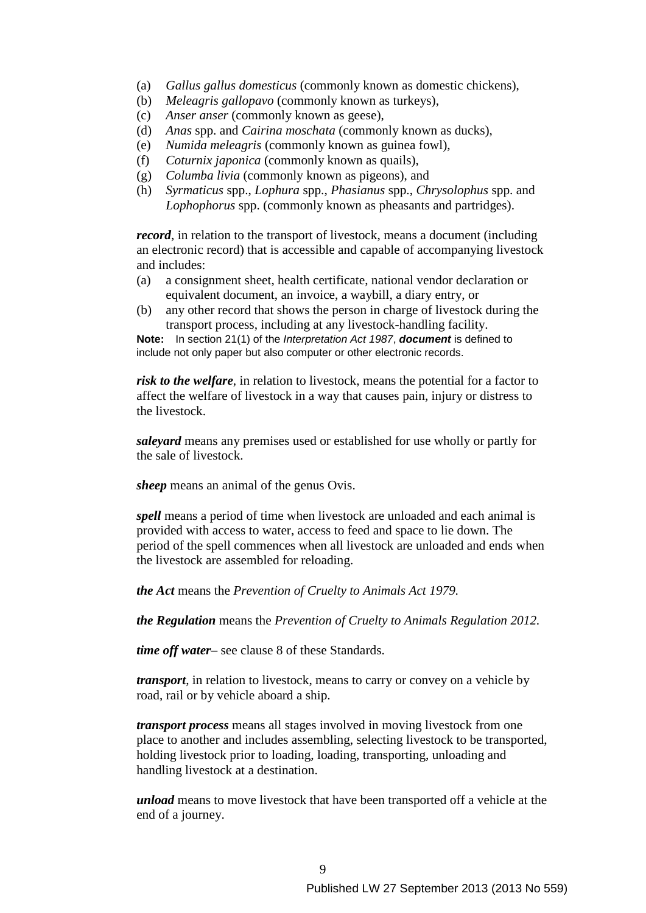(a) *Gallus gallus domesticus* (commonly known as domestic chickens),
(b) *Meleagris gallopavo* (commonly known as turkeys),
(c) *Anser anser* (commonly known as geese),
(d) *Anas* spp. and *Cairina moschata* (commonly known as ducks),
(e) *Numida meleagris* (commonly known as guinea fowl),
(f) *Coturnix japonica* (commonly known as quails),
(g) *Columba livia* (commonly known as pigeons), and
(h) *Syrmaticus* spp., *Lophura* spp., *Phasianus* spp., *Chrysolophus* spp. and *Lophophorus* spp. (commonly known as pheasants and partridges).

***record***, in relation to the transport of livestock, means a document (including an electronic record) that is accessible and capable of accompanying livestock and includes:

(a) a consignment sheet, health certificate, national vendor declaration or equivalent document, an invoice, a waybill, a diary entry, or
(b) any other record that shows the person in charge of livestock during the transport process, including at any livestock-handling facility.

**Note:** In section 21(1) of the *Interpretation Act 1987*, ***document*** is defined to include not only paper but also computer or other electronic records.

***risk to the welfare***, in relation to livestock, means the potential for a factor to affect the welfare of livestock in a way that causes pain, injury or distress to the livestock.

***saleyard*** means any premises used or established for use wholly or partly for the sale of livestock.

***sheep*** means an animal of the genus Ovis.

***spell*** means a period of time when livestock are unloaded and each animal is provided with access to water, access to feed and space to lie down. The period of the spell commences when all livestock are unloaded and ends when the livestock are assembled for reloading.

***the Act*** means the *Prevention of Cruelty to Animals Act 1979.*

***the Regulation*** means the *Prevention of Cruelty to Animals Regulation 2012.*

***time off water***– see clause 8 of these Standards.

***transport***, in relation to livestock, means to carry or convey on a vehicle by road, rail or by vehicle aboard a ship.

***transport process*** means all stages involved in moving livestock from one place to another and includes assembling, selecting livestock to be transported, holding livestock prior to loading, loading, transporting, unloading and handling livestock at a destination.

***unload*** means to move livestock that have been transported off a vehicle at the end of a journey.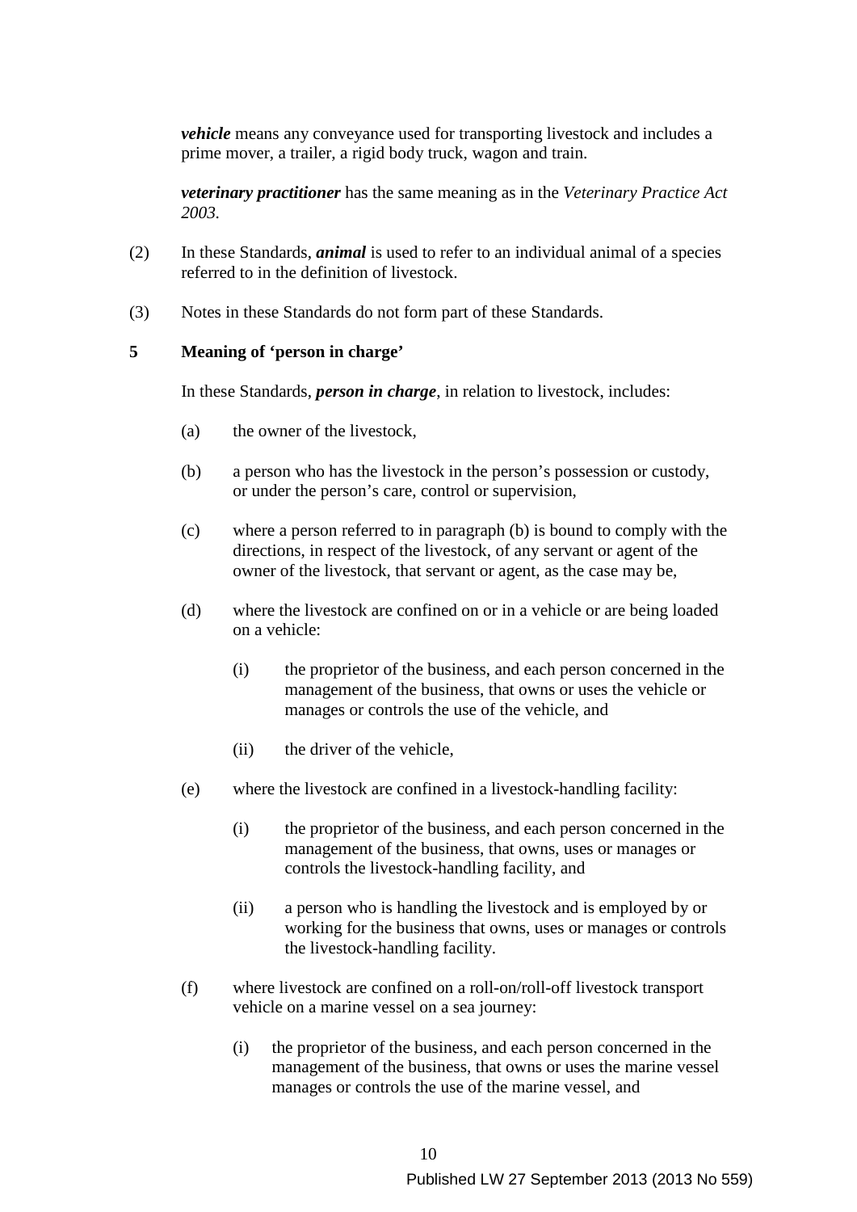***vehicle*** means any conveyance used for transporting livestock and includes a prime mover, a trailer, a rigid body truck, wagon and train.

***veterinary practitioner*** has the same meaning as in the *Veterinary Practice Act 2003*.

(2) In these Standards, ***animal*** is used to refer to an individual animal of a species referred to in the definition of livestock.

(3) Notes in these Standards do not form part of these Standards.

**5 Meaning of 'person in charge'**

In these Standards, ***person in charge***, in relation to livestock, includes:

(a) the owner of the livestock,

(b) a person who has the livestock in the person's possession or custody, or under the person's care, control or supervision,

(c) where a person referred to in paragraph (b) is bound to comply with the directions, in respect of the livestock, of any servant or agent of the owner of the livestock, that servant or agent, as the case may be,

(d) where the livestock are confined on or in a vehicle or are being loaded on a vehicle:

(i) the proprietor of the business, and each person concerned in the management of the business, that owns or uses the vehicle or manages or controls the use of the vehicle, and

(ii) the driver of the vehicle,

(e) where the livestock are confined in a livestock-handling facility:

(i) the proprietor of the business, and each person concerned in the management of the business, that owns, uses or manages or controls the livestock-handling facility, and

(ii) a person who is handling the livestock and is employed by or working for the business that owns, uses or manages or controls the livestock-handling facility.

(f) where livestock are confined on a roll-on/roll-off livestock transport vehicle on a marine vessel on a sea journey:

(i) the proprietor of the business, and each person concerned in the management of the business, that owns or uses the marine vessel manages or controls the use of the marine vessel, and

Published LW 27 September 2013 (2013 No 559)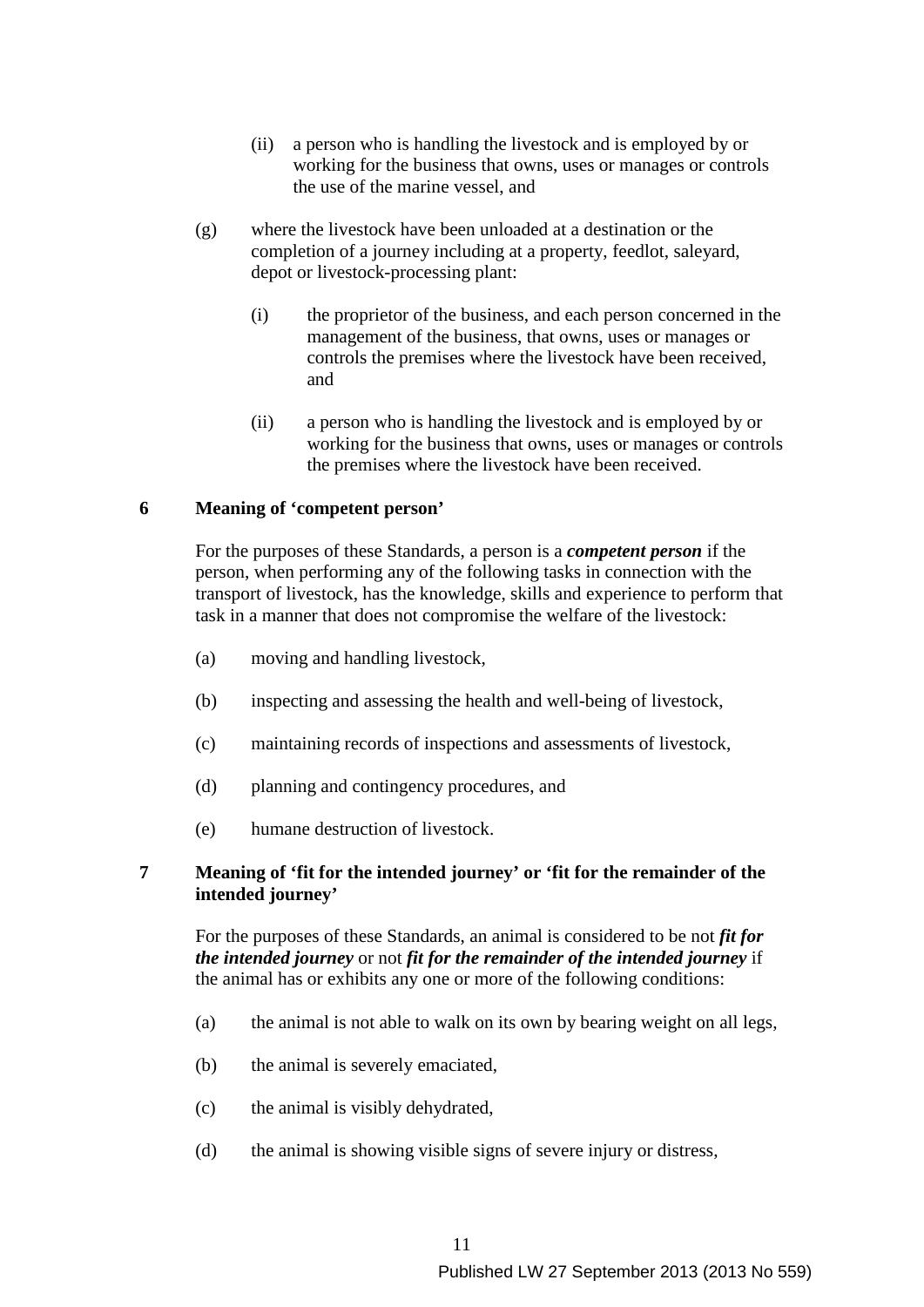(ii) a person who is handling the livestock and is employed by or working for the business that owns, uses or manages or controls the use of the marine vessel, and

(g) where the livestock have been unloaded at a destination or the completion of a journey including at a property, feedlot, saleyard, depot or livestock-processing plant:

(i) the proprietor of the business, and each person concerned in the management of the business, that owns, uses or manages or controls the premises where the livestock have been received, and

(ii) a person who is handling the livestock and is employed by or working for the business that owns, uses or manages or controls the premises where the livestock have been received.

## 6 Meaning of 'competent person'

For the purposes of these Standards, a person is a ***competent person*** if the person, when performing any of the following tasks in connection with the transport of livestock, has the knowledge, skills and experience to perform that task in a manner that does not compromise the welfare of the livestock:

(a) moving and handling livestock,

(b) inspecting and assessing the health and well-being of livestock,

(c) maintaining records of inspections and assessments of livestock,

(d) planning and contingency procedures, and

(e) humane destruction of livestock.

## 7 Meaning of 'fit for the intended journey' or 'fit for the remainder of the intended journey'

For the purposes of these Standards, an animal is considered to be not ***fit for the intended journey*** or not ***fit for the remainder of the intended journey*** if the animal has or exhibits any one or more of the following conditions:

(a) the animal is not able to walk on its own by bearing weight on all legs,

(b) the animal is severely emaciated,

(c) the animal is visibly dehydrated,

(d) the animal is showing visible signs of severe injury or distress,

Published LW 27 September 2013 (2013 No 559)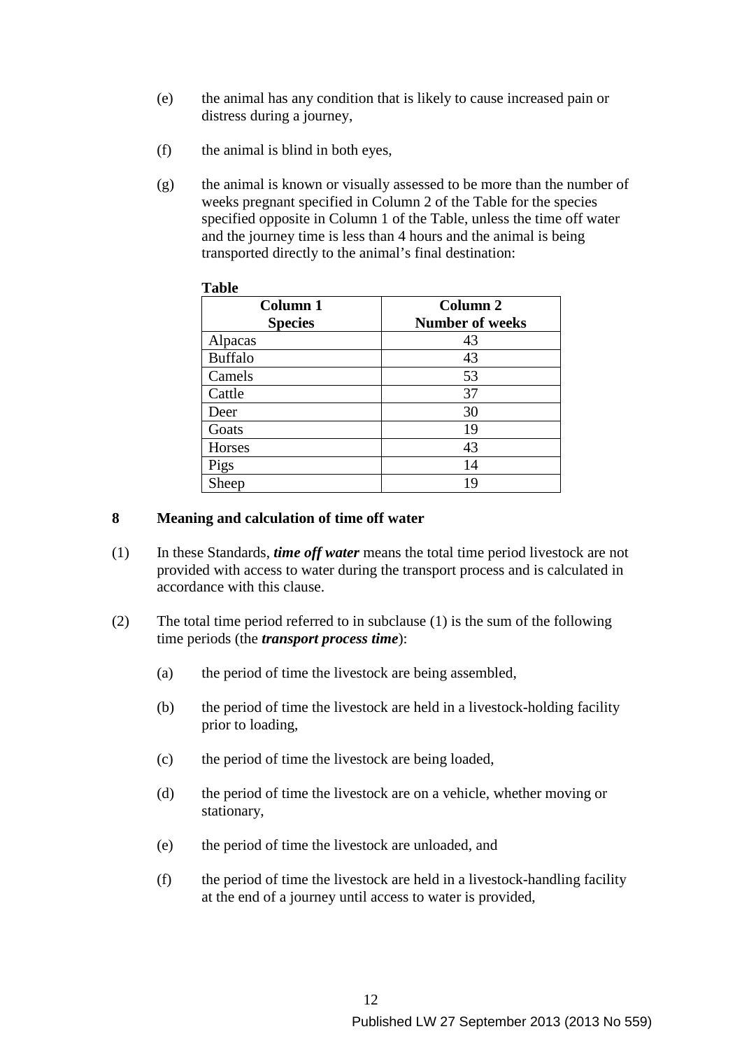(e) the animal has any condition that is likely to cause increased pain or distress during a journey,

(f) the animal is blind in both eyes,

(g) the animal is known or visually assessed to be more than the number of weeks pregnant specified in Column 2 of the Table for the species specified opposite in Column 1 of the Table, unless the time off water and the journey time is less than 4 hours and the animal is being transported directly to the animal's final destination:

**Table**

| Column 1<br>Species | Column 2<br>Number of weeks |
|---|---|
| Alpacas | 43 |
| Buffalo | 43 |
| Camels | 53 |
| Cattle | 37 |
| Deer | 30 |
| Goats | 19 |
| Horses | 43 |
| Pigs | 14 |
| Sheep | 19 |

## 8 Meaning and calculation of time off water

(1) In these Standards, ***time off water*** means the total time period livestock are not provided with access to water during the transport process and is calculated in accordance with this clause.

(2) The total time period referred to in subclause (1) is the sum of the following time periods (the ***transport process time***):

(a) the period of time the livestock are being assembled,

(b) the period of time the livestock are held in a livestock-holding facility prior to loading,

(c) the period of time the livestock are being loaded,

(d) the period of time the livestock are on a vehicle, whether moving or stationary,

(e) the period of time the livestock are unloaded, and

(f) the period of time the livestock are held in a livestock-handling facility at the end of a journey until access to water is provided,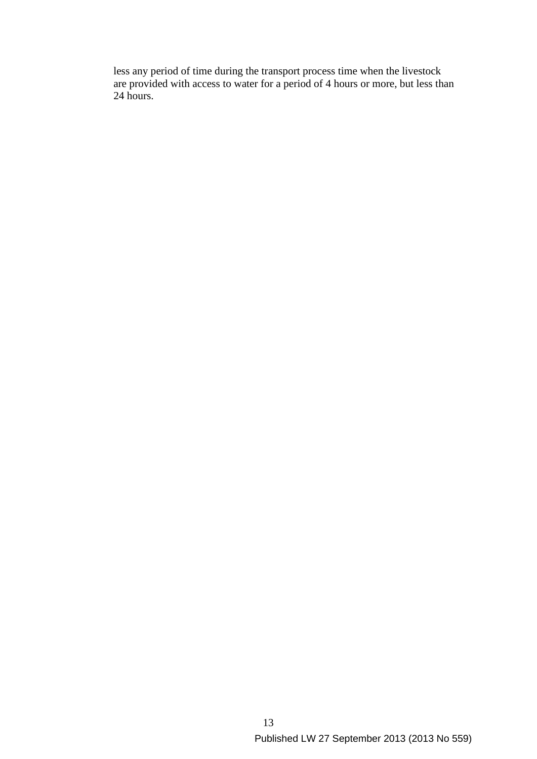less any period of time during the transport process time when the livestock are provided with access to water for a period of 4 hours or more, but less than 24 hours.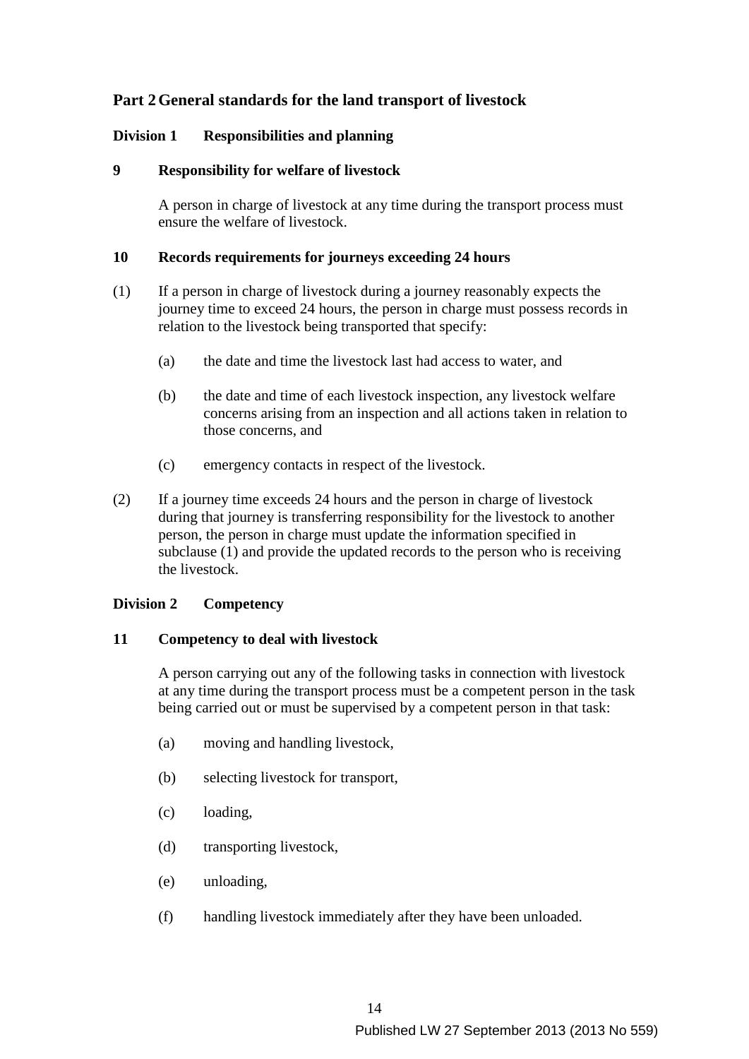## Part 2 General standards for the land transport of livestock

### Division 1 Responsibilities and planning

#### 9 Responsibility for welfare of livestock

A person in charge of livestock at any time during the transport process must ensure the welfare of livestock.

#### 10 Records requirements for journeys exceeding 24 hours

(1) If a person in charge of livestock during a journey reasonably expects the journey time to exceed 24 hours, the person in charge must possess records in relation to the livestock being transported that specify:

(a) the date and time the livestock last had access to water, and

(b) the date and time of each livestock inspection, any livestock welfare concerns arising from an inspection and all actions taken in relation to those concerns, and

(c) emergency contacts in respect of the livestock.

(2) If a journey time exceeds 24 hours and the person in charge of livestock during that journey is transferring responsibility for the livestock to another person, the person in charge must update the information specified in subclause (1) and provide the updated records to the person who is receiving the livestock.

### Division 2 Competency

#### 11 Competency to deal with livestock

A person carrying out any of the following tasks in connection with livestock at any time during the transport process must be a competent person in the task being carried out or must be supervised by a competent person in that task:

(a) moving and handling livestock,

(b) selecting livestock for transport,

(c) loading,

(d) transporting livestock,

(e) unloading,

(f) handling livestock immediately after they have been unloaded.

Published LW 27 September 2013 (2013 No 559)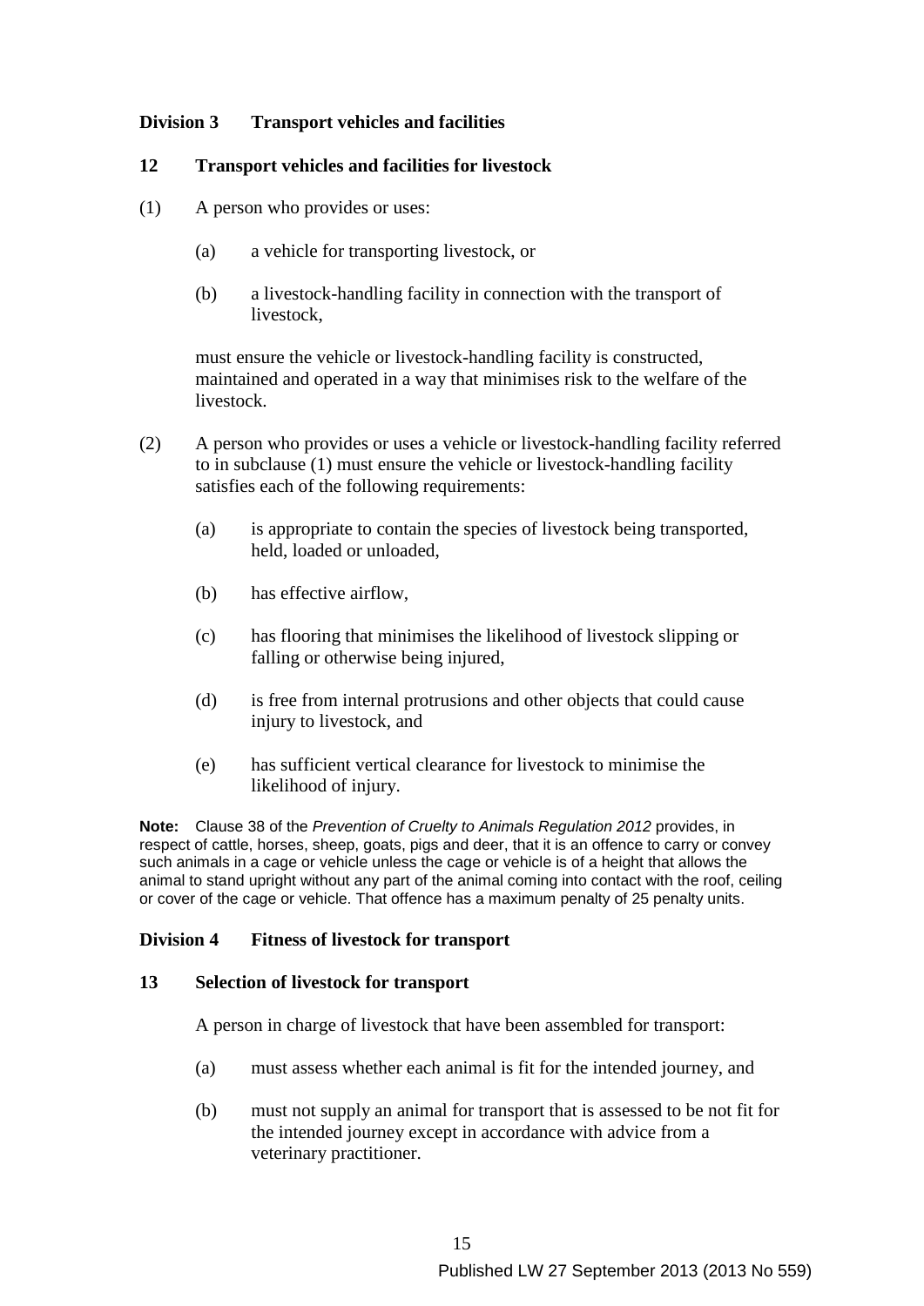## Division 3 Transport vehicles and facilities

### 12 Transport vehicles and facilities for livestock

(1) A person who provides or uses:

(a) a vehicle for transporting livestock, or

(b) a livestock-handling facility in connection with the transport of livestock,

must ensure the vehicle or livestock-handling facility is constructed, maintained and operated in a way that minimises risk to the welfare of the livestock.

(2) A person who provides or uses a vehicle or livestock-handling facility referred to in subclause (1) must ensure the vehicle or livestock-handling facility satisfies each of the following requirements:

(a) is appropriate to contain the species of livestock being transported, held, loaded or unloaded,

(b) has effective airflow,

(c) has flooring that minimises the likelihood of livestock slipping or falling or otherwise being injured,

(d) is free from internal protrusions and other objects that could cause injury to livestock, and

(e) has sufficient vertical clearance for livestock to minimise the likelihood of injury.

**Note:** Clause 38 of the *Prevention of Cruelty to Animals Regulation 2012* provides, in respect of cattle, horses, sheep, goats, pigs and deer, that it is an offence to carry or convey such animals in a cage or vehicle unless the cage or vehicle is of a height that allows the animal to stand upright without any part of the animal coming into contact with the roof, ceiling or cover of the cage or vehicle. That offence has a maximum penalty of 25 penalty units.

## Division 4 Fitness of livestock for transport

### 13 Selection of livestock for transport

A person in charge of livestock that have been assembled for transport:

(a) must assess whether each animal is fit for the intended journey, and

(b) must not supply an animal for transport that is assessed to be not fit for the intended journey except in accordance with advice from a veterinary practitioner.

Published LW 27 September 2013 (2013 No 559)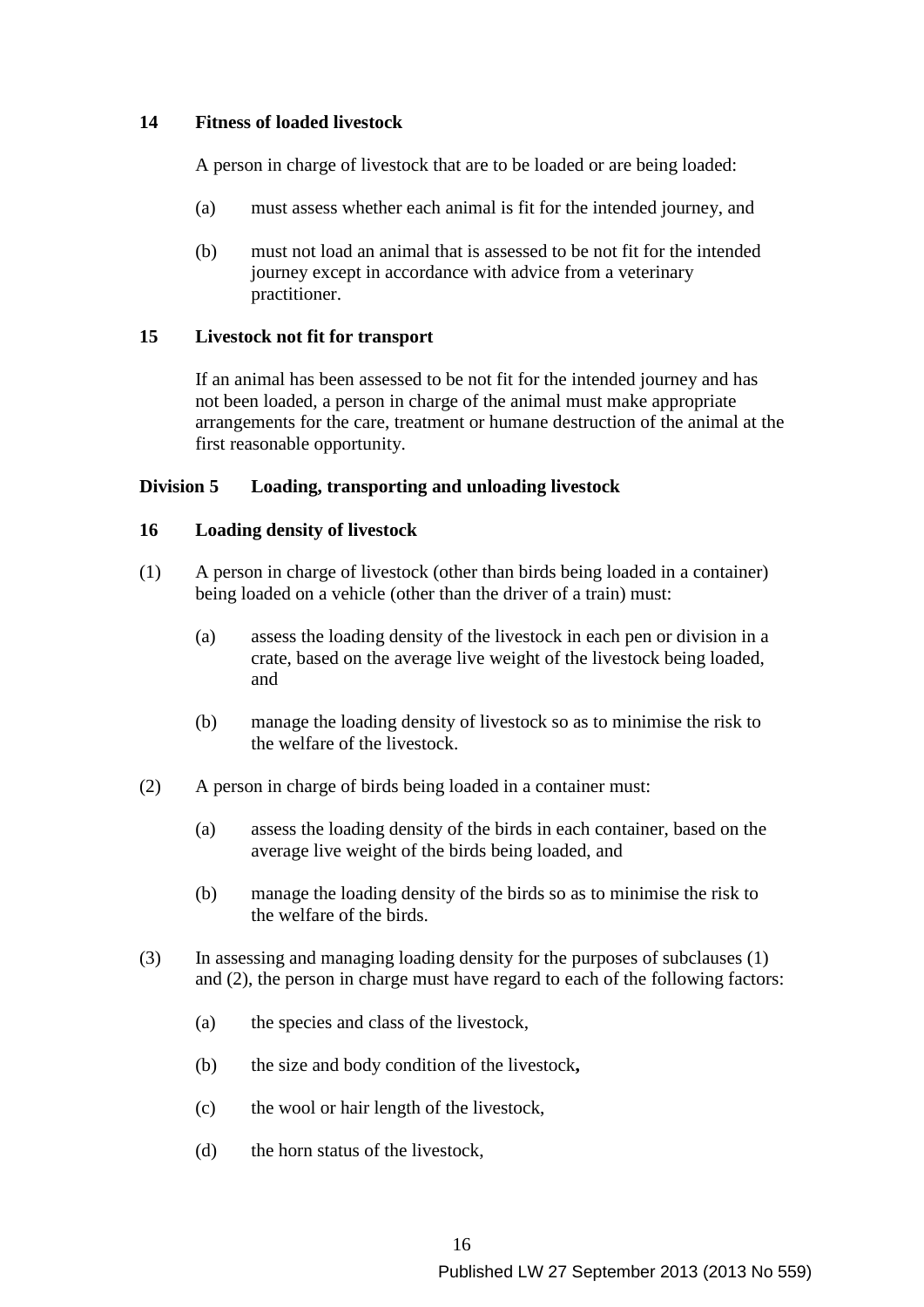**14 Fitness of loaded livestock**

A person in charge of livestock that are to be loaded or are being loaded:

(a) must assess whether each animal is fit for the intended journey, and

(b) must not load an animal that is assessed to be not fit for the intended journey except in accordance with advice from a veterinary practitioner.

**15 Livestock not fit for transport**

If an animal has been assessed to be not fit for the intended journey and has not been loaded, a person in charge of the animal must make appropriate arrangements for the care, treatment or humane destruction of the animal at the first reasonable opportunity.

**Division 5 Loading, transporting and unloading livestock**

**16 Loading density of livestock**

(1) A person in charge of livestock (other than birds being loaded in a container) being loaded on a vehicle (other than the driver of a train) must:

(a) assess the loading density of the livestock in each pen or division in a crate, based on the average live weight of the livestock being loaded, and

(b) manage the loading density of livestock so as to minimise the risk to the welfare of the livestock.

(2) A person in charge of birds being loaded in a container must:

(a) assess the loading density of the birds in each container, based on the average live weight of the birds being loaded, and

(b) manage the loading density of the birds so as to minimise the risk to the welfare of the birds.

(3) In assessing and managing loading density for the purposes of subclauses (1) and (2), the person in charge must have regard to each of the following factors:

(a) the species and class of the livestock,

(b) the size and body condition of the livestock,

(c) the wool or hair length of the livestock,

(d) the horn status of the livestock,

Published LW 27 September 2013 (2013 No 559)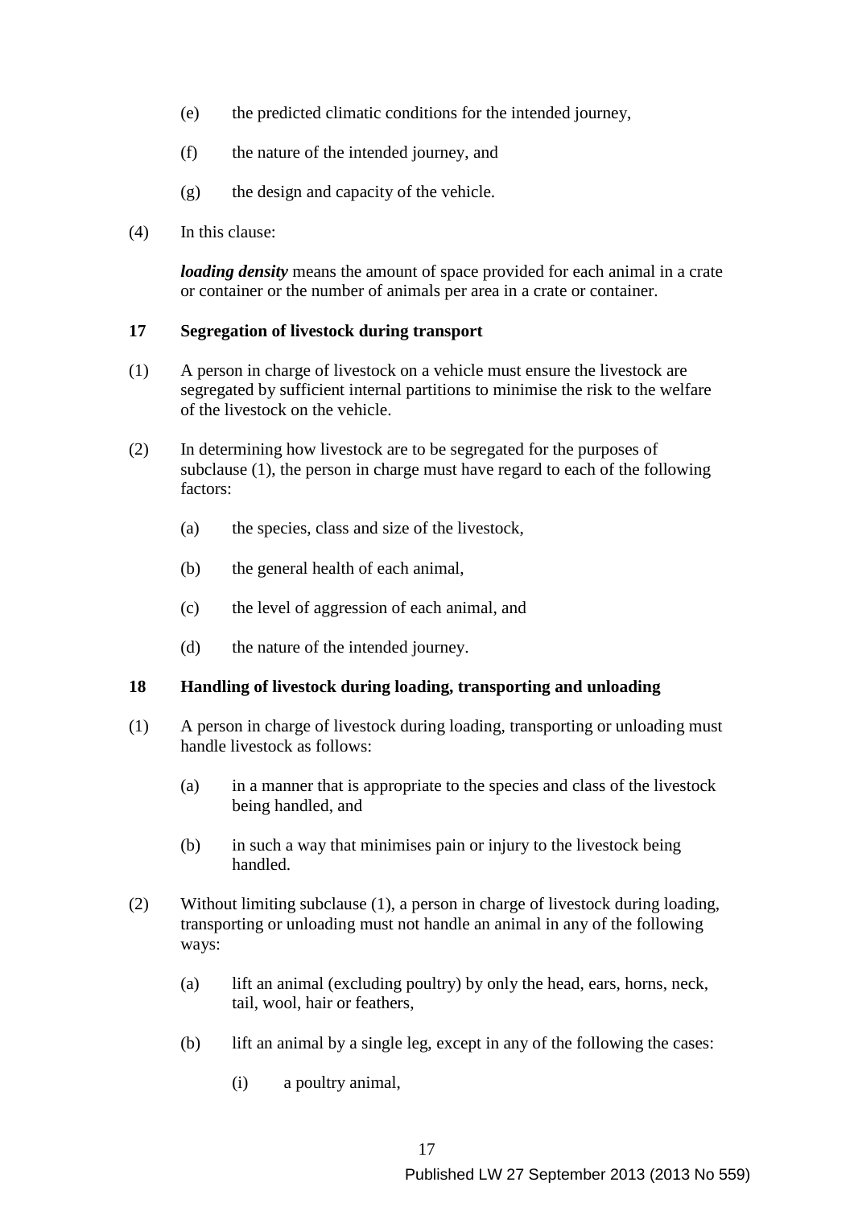(e) the predicted climatic conditions for the intended journey,

(f) the nature of the intended journey, and

(g) the design and capacity of the vehicle.

(4) In this clause:

***loading density*** means the amount of space provided for each animal in a crate or container or the number of animals per area in a crate or container.

**17 Segregation of livestock during transport**

(1) A person in charge of livestock on a vehicle must ensure the livestock are segregated by sufficient internal partitions to minimise the risk to the welfare of the livestock on the vehicle.

(2) In determining how livestock are to be segregated for the purposes of subclause (1), the person in charge must have regard to each of the following factors:

(a) the species, class and size of the livestock,

(b) the general health of each animal,

(c) the level of aggression of each animal, and

(d) the nature of the intended journey.

**18 Handling of livestock during loading, transporting and unloading**

(1) A person in charge of livestock during loading, transporting or unloading must handle livestock as follows:

(a) in a manner that is appropriate to the species and class of the livestock being handled, and

(b) in such a way that minimises pain or injury to the livestock being handled.

(2) Without limiting subclause (1), a person in charge of livestock during loading, transporting or unloading must not handle an animal in any of the following ways:

(a) lift an animal (excluding poultry) by only the head, ears, horns, neck, tail, wool, hair or feathers,

(b) lift an animal by a single leg, except in any of the following the cases:

(i) a poultry animal,

Published LW 27 September 2013 (2013 No 559)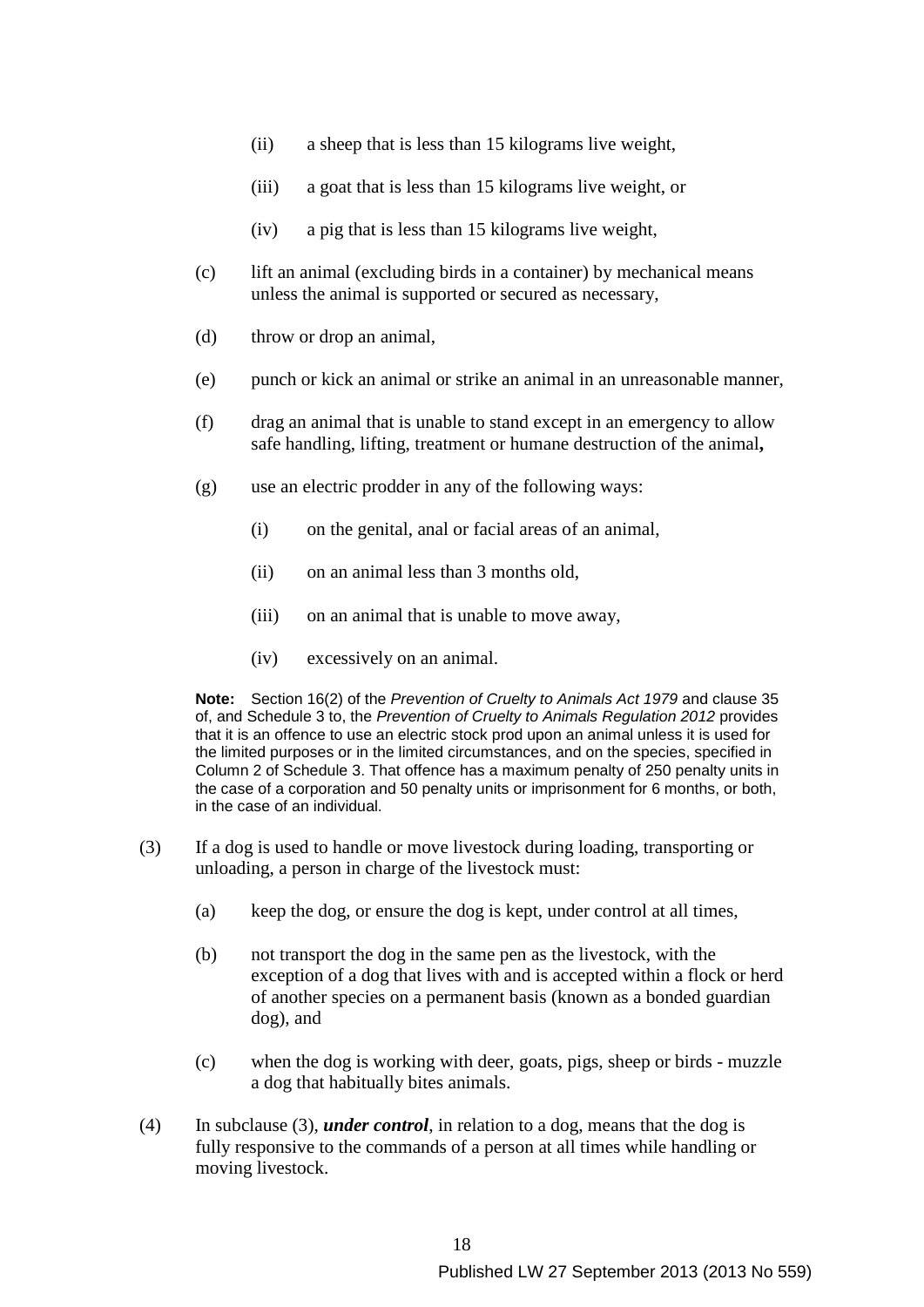(ii) a sheep that is less than 15 kilograms live weight,

(iii) a goat that is less than 15 kilograms live weight, or

(iv) a pig that is less than 15 kilograms live weight,

(c) lift an animal (excluding birds in a container) by mechanical means unless the animal is supported or secured as necessary,

(d) throw or drop an animal,

(e) punch or kick an animal or strike an animal in an unreasonable manner,

(f) drag an animal that is unable to stand except in an emergency to allow safe handling, lifting, treatment or humane destruction of the animal**,**

(g) use an electric prodder in any of the following ways:

(i) on the genital, anal or facial areas of an animal,

(ii) on an animal less than 3 months old,

(iii) on an animal that is unable to move away,

(iv) excessively on an animal.

**Note:** Section 16(2) of the *Prevention of Cruelty to Animals Act 1979* and clause 35 of, and Schedule 3 to, the *Prevention of Cruelty to Animals Regulation 2012* provides that it is an offence to use an electric stock prod upon an animal unless it is used for the limited purposes or in the limited circumstances, and on the species, specified in Column 2 of Schedule 3. That offence has a maximum penalty of 250 penalty units in the case of a corporation and 50 penalty units or imprisonment for 6 months, or both, in the case of an individual.

(3) If a dog is used to handle or move livestock during loading, transporting or unloading, a person in charge of the livestock must:

(a) keep the dog, or ensure the dog is kept, under control at all times,

(b) not transport the dog in the same pen as the livestock, with the exception of a dog that lives with and is accepted within a flock or herd of another species on a permanent basis (known as a bonded guardian dog), and

(c) when the dog is working with deer, goats, pigs, sheep or birds - muzzle a dog that habitually bites animals.

(4) In subclause (3), ***under control***, in relation to a dog, means that the dog is fully responsive to the commands of a person at all times while handling or moving livestock.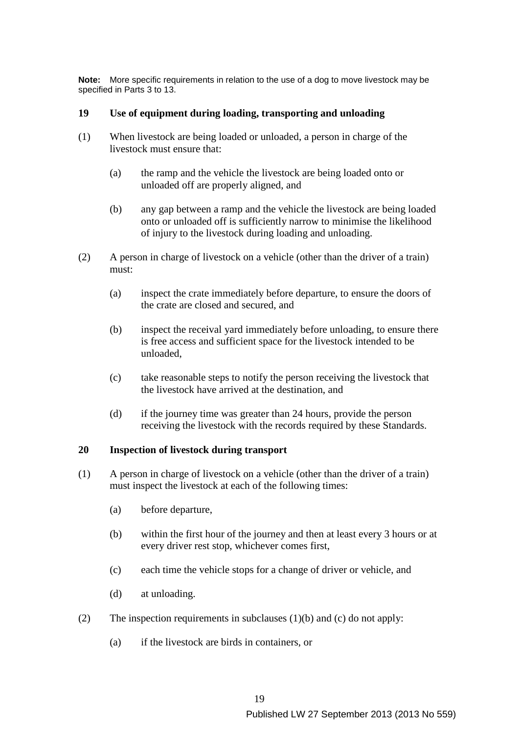**Note:** More specific requirements in relation to the use of a dog to move livestock may be specified in Parts 3 to 13.

### 19 Use of equipment during loading, transporting and unloading

(1) When livestock are being loaded or unloaded, a person in charge of the livestock must ensure that:

(a) the ramp and the vehicle the livestock are being loaded onto or unloaded off are properly aligned, and

(b) any gap between a ramp and the vehicle the livestock are being loaded onto or unloaded off is sufficiently narrow to minimise the likelihood of injury to the livestock during loading and unloading.

(2) A person in charge of livestock on a vehicle (other than the driver of a train) must:

(a) inspect the crate immediately before departure, to ensure the doors of the crate are closed and secured, and

(b) inspect the receival yard immediately before unloading, to ensure there is free access and sufficient space for the livestock intended to be unloaded,

(c) take reasonable steps to notify the person receiving the livestock that the livestock have arrived at the destination, and

(d) if the journey time was greater than 24 hours, provide the person receiving the livestock with the records required by these Standards.

### 20 Inspection of livestock during transport

(1) A person in charge of livestock on a vehicle (other than the driver of a train) must inspect the livestock at each of the following times:

(a) before departure,

(b) within the first hour of the journey and then at least every 3 hours or at every driver rest stop, whichever comes first,

(c) each time the vehicle stops for a change of driver or vehicle, and

(d) at unloading.

(2) The inspection requirements in subclauses (1)(b) and (c) do not apply:

(a) if the livestock are birds in containers, or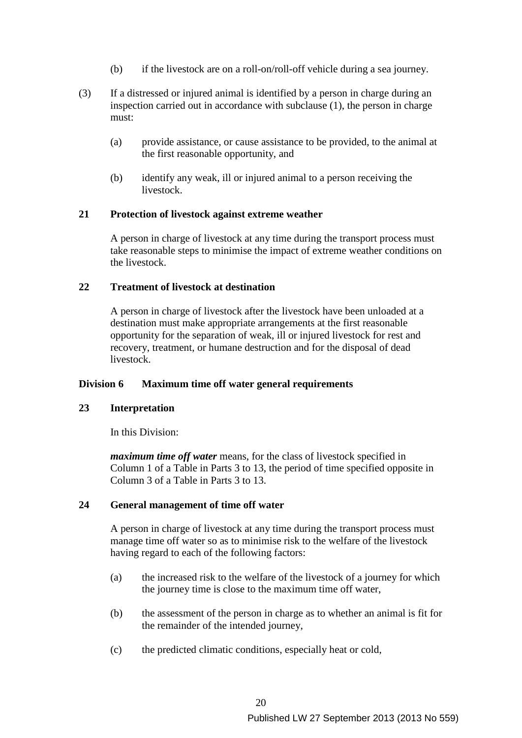(b) if the livestock are on a roll-on/roll-off vehicle during a sea journey.

(3) If a distressed or injured animal is identified by a person in charge during an inspection carried out in accordance with subclause (1), the person in charge must:

(a) provide assistance, or cause assistance to be provided, to the animal at the first reasonable opportunity, and

(b) identify any weak, ill or injured animal to a person receiving the livestock.

**21 Protection of livestock against extreme weather**

A person in charge of livestock at any time during the transport process must take reasonable steps to minimise the impact of extreme weather conditions on the livestock.

**22 Treatment of livestock at destination**

A person in charge of livestock after the livestock have been unloaded at a destination must make appropriate arrangements at the first reasonable opportunity for the separation of weak, ill or injured livestock for rest and recovery, treatment, or humane destruction and for the disposal of dead livestock.

**Division 6 Maximum time off water general requirements**

**23 Interpretation**

In this Division:

***maximum time off water*** means, for the class of livestock specified in Column 1 of a Table in Parts 3 to 13, the period of time specified opposite in Column 3 of a Table in Parts 3 to 13.

**24 General management of time off water**

A person in charge of livestock at any time during the transport process must manage time off water so as to minimise risk to the welfare of the livestock having regard to each of the following factors:

(a) the increased risk to the welfare of the livestock of a journey for which the journey time is close to the maximum time off water,

(b) the assessment of the person in charge as to whether an animal is fit for the remainder of the intended journey,

(c) the predicted climatic conditions, especially heat or cold,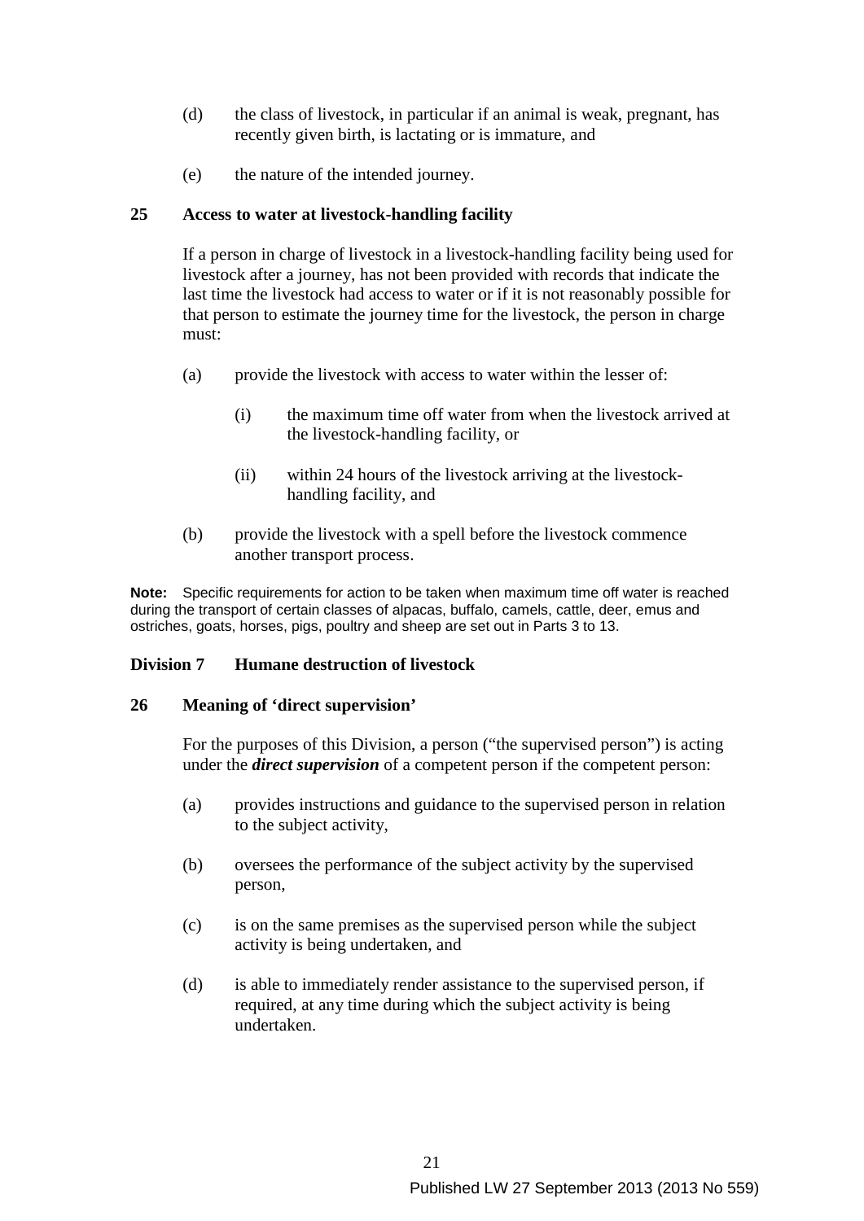(d) the class of livestock, in particular if an animal is weak, pregnant, has recently given birth, is lactating or is immature, and

(e) the nature of the intended journey.

## 25 Access to water at livestock-handling facility

If a person in charge of livestock in a livestock-handling facility being used for livestock after a journey, has not been provided with records that indicate the last time the livestock had access to water or if it is not reasonably possible for that person to estimate the journey time for the livestock, the person in charge must:

(a) provide the livestock with access to water within the lesser of:

  (i) the maximum time off water from when the livestock arrived at the livestock-handling facility, or

  (ii) within 24 hours of the livestock arriving at the livestock-handling facility, and

(b) provide the livestock with a spell before the livestock commence another transport process.

**Note:** Specific requirements for action to be taken when maximum time off water is reached during the transport of certain classes of alpacas, buffalo, camels, cattle, deer, emus and ostriches, goats, horses, pigs, poultry and sheep are set out in Parts 3 to 13.

## Division 7 Humane destruction of livestock

## 26 Meaning of 'direct supervision'

For the purposes of this Division, a person ("the supervised person") is acting under the ***direct supervision*** of a competent person if the competent person:

(a) provides instructions and guidance to the supervised person in relation to the subject activity,

(b) oversees the performance of the subject activity by the supervised person,

(c) is on the same premises as the supervised person while the subject activity is being undertaken, and

(d) is able to immediately render assistance to the supervised person, if required, at any time during which the subject activity is being undertaken.

Published LW 27 September 2013 (2013 No 559)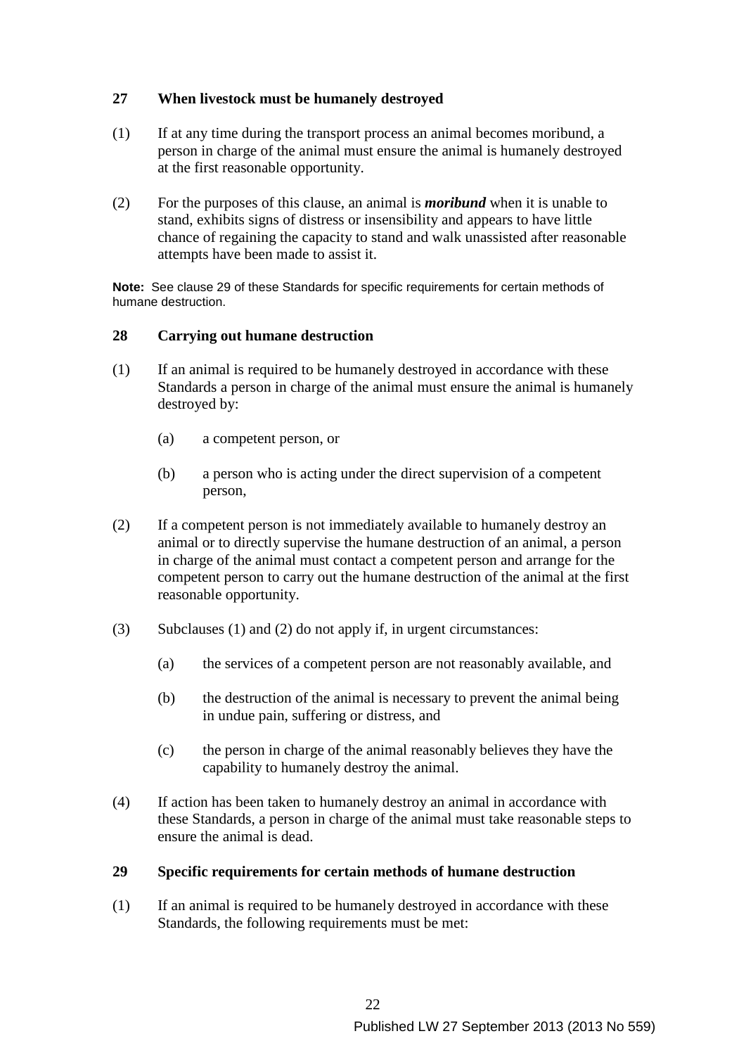### 27 When livestock must be humanely destroyed

(1) If at any time during the transport process an animal becomes moribund, a person in charge of the animal must ensure the animal is humanely destroyed at the first reasonable opportunity.

(2) For the purposes of this clause, an animal is ***moribund*** when it is unable to stand, exhibits signs of distress or insensibility and appears to have little chance of regaining the capacity to stand and walk unassisted after reasonable attempts have been made to assist it.

**Note:** See clause 29 of these Standards for specific requirements for certain methods of humane destruction.

### 28 Carrying out humane destruction

(1) If an animal is required to be humanely destroyed in accordance with these Standards a person in charge of the animal must ensure the animal is humanely destroyed by:

   (a) a competent person, or

   (b) a person who is acting under the direct supervision of a competent person,

(2) If a competent person is not immediately available to humanely destroy an animal or to directly supervise the humane destruction of an animal, a person in charge of the animal must contact a competent person and arrange for the competent person to carry out the humane destruction of the animal at the first reasonable opportunity.

(3) Subclauses (1) and (2) do not apply if, in urgent circumstances:

   (a) the services of a competent person are not reasonably available, and

   (b) the destruction of the animal is necessary to prevent the animal being in undue pain, suffering or distress, and

   (c) the person in charge of the animal reasonably believes they have the capability to humanely destroy the animal.

(4) If action has been taken to humanely destroy an animal in accordance with these Standards, a person in charge of the animal must take reasonable steps to ensure the animal is dead.

### 29 Specific requirements for certain methods of humane destruction

(1) If an animal is required to be humanely destroyed in accordance with these Standards, the following requirements must be met: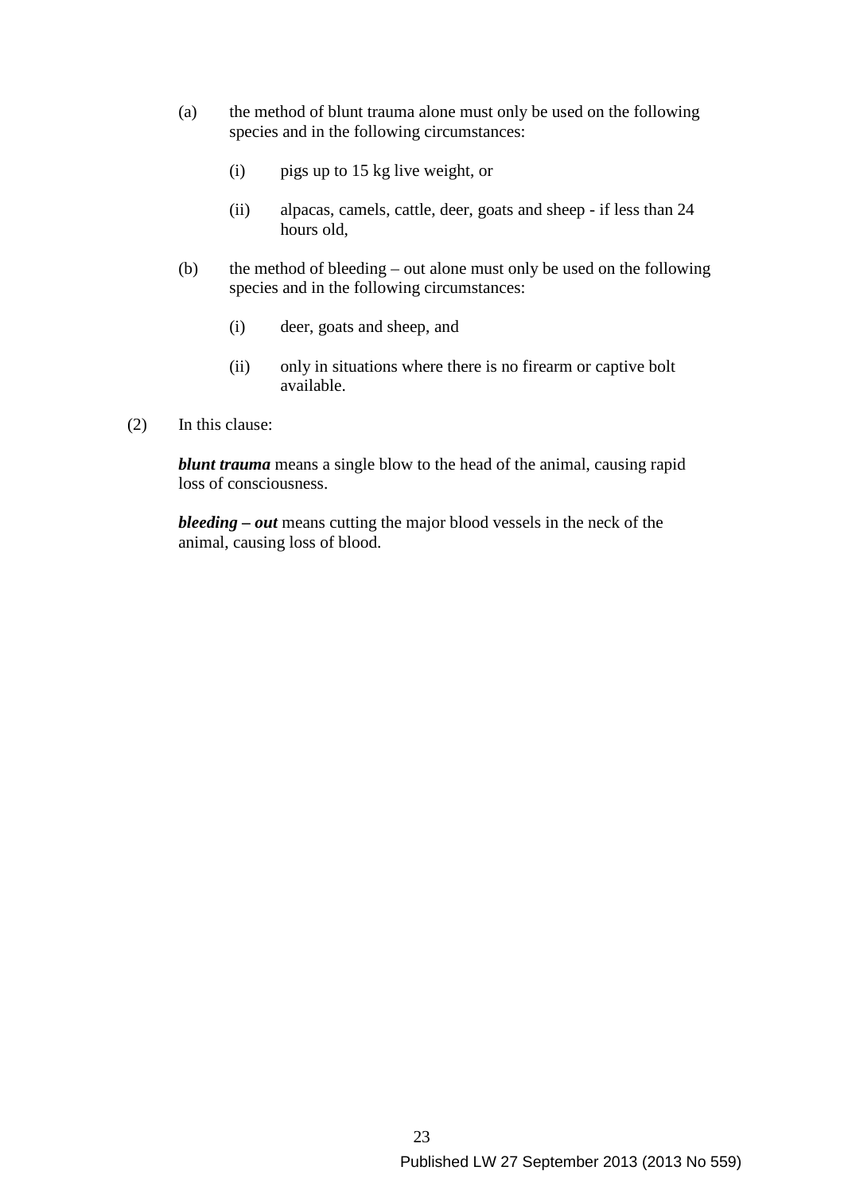(a) the method of blunt trauma alone must only be used on the following species and in the following circumstances:

   (i) pigs up to 15 kg live weight, or

   (ii) alpacas, camels, cattle, deer, goats and sheep - if less than 24 hours old,

(b) the method of bleeding – out alone must only be used on the following species and in the following circumstances:

   (i) deer, goats and sheep, and

   (ii) only in situations where there is no firearm or captive bolt available.

(2) In this clause:

***blunt trauma*** means a single blow to the head of the animal, causing rapid loss of consciousness.

***bleeding – out*** means cutting the major blood vessels in the neck of the animal, causing loss of blood.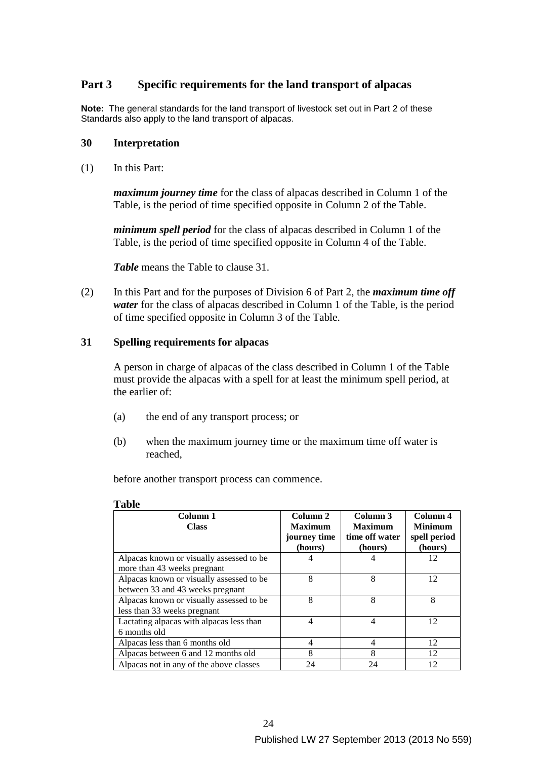## Part 3 Specific requirements for the land transport of alpacas

**Note:** The general standards for the land transport of livestock set out in Part 2 of these Standards also apply to the land transport of alpacas.

### 30 Interpretation

(1) In this Part:

***maximum journey time*** for the class of alpacas described in Column 1 of the Table, is the period of time specified opposite in Column 2 of the Table.

***minimum spell period*** for the class of alpacas described in Column 1 of the Table, is the period of time specified opposite in Column 4 of the Table.

***Table*** means the Table to clause 31.

(2) In this Part and for the purposes of Division 6 of Part 2, the ***maximum time off water*** for the class of alpacas described in Column 1 of the Table, is the period of time specified opposite in Column 3 of the Table.

### 31 Spelling requirements for alpacas

A person in charge of alpacas of the class described in Column 1 of the Table must provide the alpacas with a spell for at least the minimum spell period, at the earlier of:

(a) the end of any transport process; or

(b) when the maximum journey time or the maximum time off water is reached,

before another transport process can commence.

**Table**

| Column 1<br>Class | Column 2<br>Maximum journey time (hours) | Column 3<br>Maximum time off water (hours) | Column 4<br>Minimum spell period (hours) |
|---|---|---|---|
| Alpacas known or visually assessed to be more than 43 weeks pregnant | 4 | 4 | 12 |
| Alpacas known or visually assessed to be between 33 and 43 weeks pregnant | 8 | 8 | 12 |
| Alpacas known or visually assessed to be less than 33 weeks pregnant | 8 | 8 | 8 |
| Lactating alpacas with alpacas less than 6 months old | 4 | 4 | 12 |
| Alpacas less than 6 months old | 4 | 4 | 12 |
| Alpacas between 6 and 12 months old | 8 | 8 | 12 |
| Alpacas not in any of the above classes | 24 | 24 | 12 |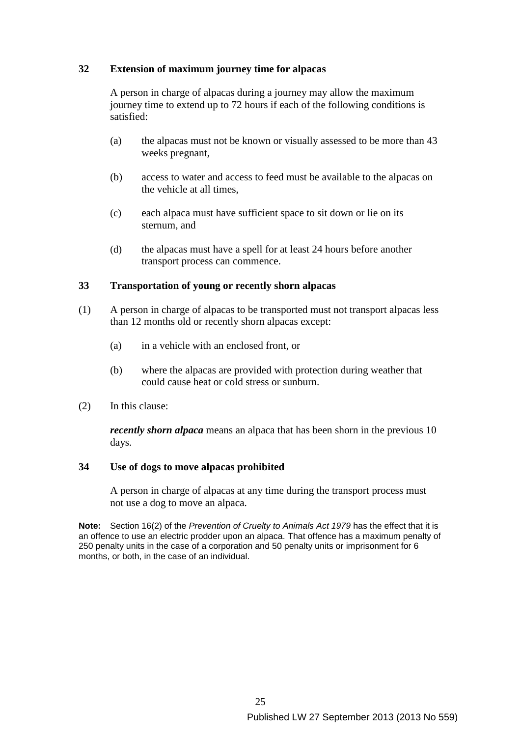## 32 Extension of maximum journey time for alpacas

A person in charge of alpacas during a journey may allow the maximum journey time to extend up to 72 hours if each of the following conditions is satisfied:

(a) the alpacas must not be known or visually assessed to be more than 43 weeks pregnant,

(b) access to water and access to feed must be available to the alpacas on the vehicle at all times,

(c) each alpaca must have sufficient space to sit down or lie on its sternum, and

(d) the alpacas must have a spell for at least 24 hours before another transport process can commence.

## 33 Transportation of young or recently shorn alpacas

(1) A person in charge of alpacas to be transported must not transport alpacas less than 12 months old or recently shorn alpacas except:

(a) in a vehicle with an enclosed front, or

(b) where the alpacas are provided with protection during weather that could cause heat or cold stress or sunburn.

(2) In this clause:

***recently shorn alpaca*** means an alpaca that has been shorn in the previous 10 days.

## 34 Use of dogs to move alpacas prohibited

A person in charge of alpacas at any time during the transport process must not use a dog to move an alpaca.

**Note:** Section 16(2) of the *Prevention of Cruelty to Animals Act 1979* has the effect that it is an offence to use an electric prodder upon an alpaca. That offence has a maximum penalty of 250 penalty units in the case of a corporation and 50 penalty units or imprisonment for 6 months, or both, in the case of an individual.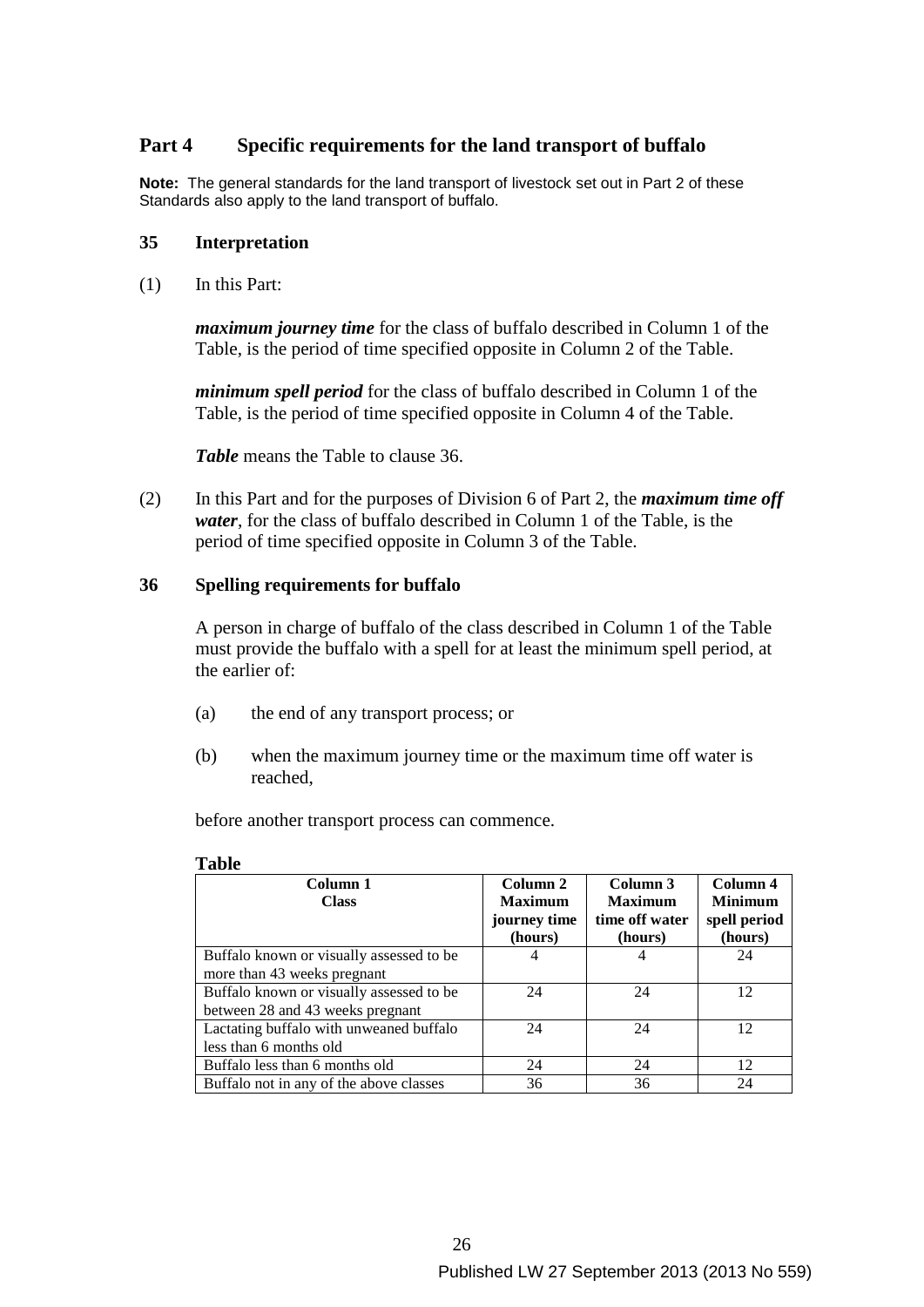## Part 4 Specific requirements for the land transport of buffalo

**Note:** The general standards for the land transport of livestock set out in Part 2 of these Standards also apply to the land transport of buffalo.

### 35 Interpretation

(1) In this Part:

***maximum journey time*** for the class of buffalo described in Column 1 of the Table, is the period of time specified opposite in Column 2 of the Table.

***minimum spell period*** for the class of buffalo described in Column 1 of the Table, is the period of time specified opposite in Column 4 of the Table.

***Table*** means the Table to clause 36.

(2) In this Part and for the purposes of Division 6 of Part 2, the ***maximum time off water***, for the class of buffalo described in Column 1 of the Table, is the period of time specified opposite in Column 3 of the Table.

### 36 Spelling requirements for buffalo

A person in charge of buffalo of the class described in Column 1 of the Table must provide the buffalo with a spell for at least the minimum spell period, at the earlier of:

(a) the end of any transport process; or

(b) when the maximum journey time or the maximum time off water is reached,

before another transport process can commence.

**Table**

| Column 1<br>Class | Column 2<br>Maximum journey time (hours) | Column 3<br>Maximum time off water (hours) | Column 4<br>Minimum spell period (hours) |
|---|---|---|---|
| Buffalo known or visually assessed to be more than 43 weeks pregnant | 4 | 4 | 24 |
| Buffalo known or visually assessed to be between 28 and 43 weeks pregnant | 24 | 24 | 12 |
| Lactating buffalo with unweaned buffalo less than 6 months old | 24 | 24 | 12 |
| Buffalo less than 6 months old | 24 | 24 | 12 |
| Buffalo not in any of the above classes | 36 | 36 | 24 |

Published LW 27 September 2013 (2013 No 559)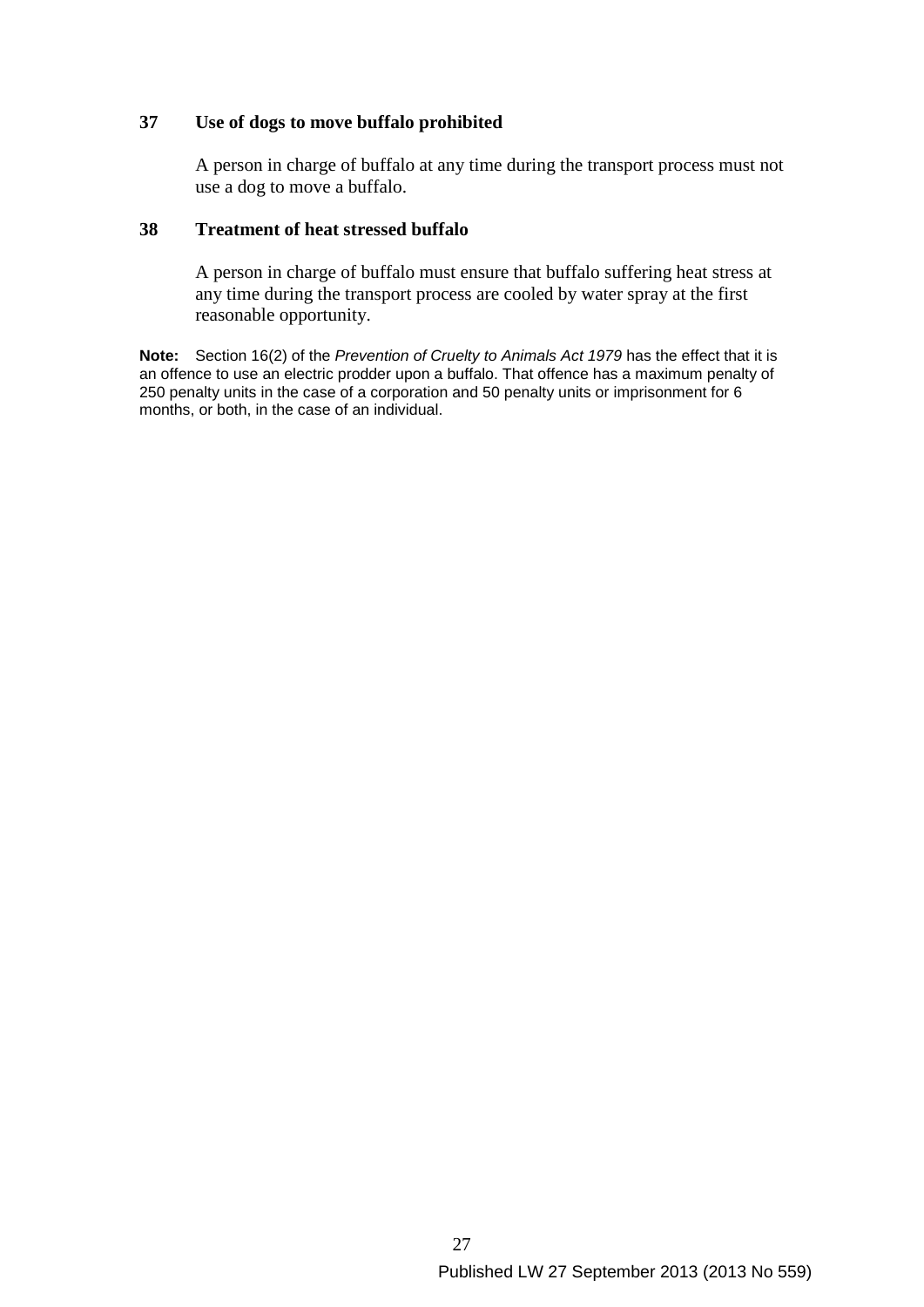## 37 Use of dogs to move buffalo prohibited

A person in charge of buffalo at any time during the transport process must not use a dog to move a buffalo.

## 38 Treatment of heat stressed buffalo

A person in charge of buffalo must ensure that buffalo suffering heat stress at any time during the transport process are cooled by water spray at the first reasonable opportunity.

**Note:** Section 16(2) of the *Prevention of Cruelty to Animals Act 1979* has the effect that it is an offence to use an electric prodder upon a buffalo. That offence has a maximum penalty of 250 penalty units in the case of a corporation and 50 penalty units or imprisonment for 6 months, or both, in the case of an individual.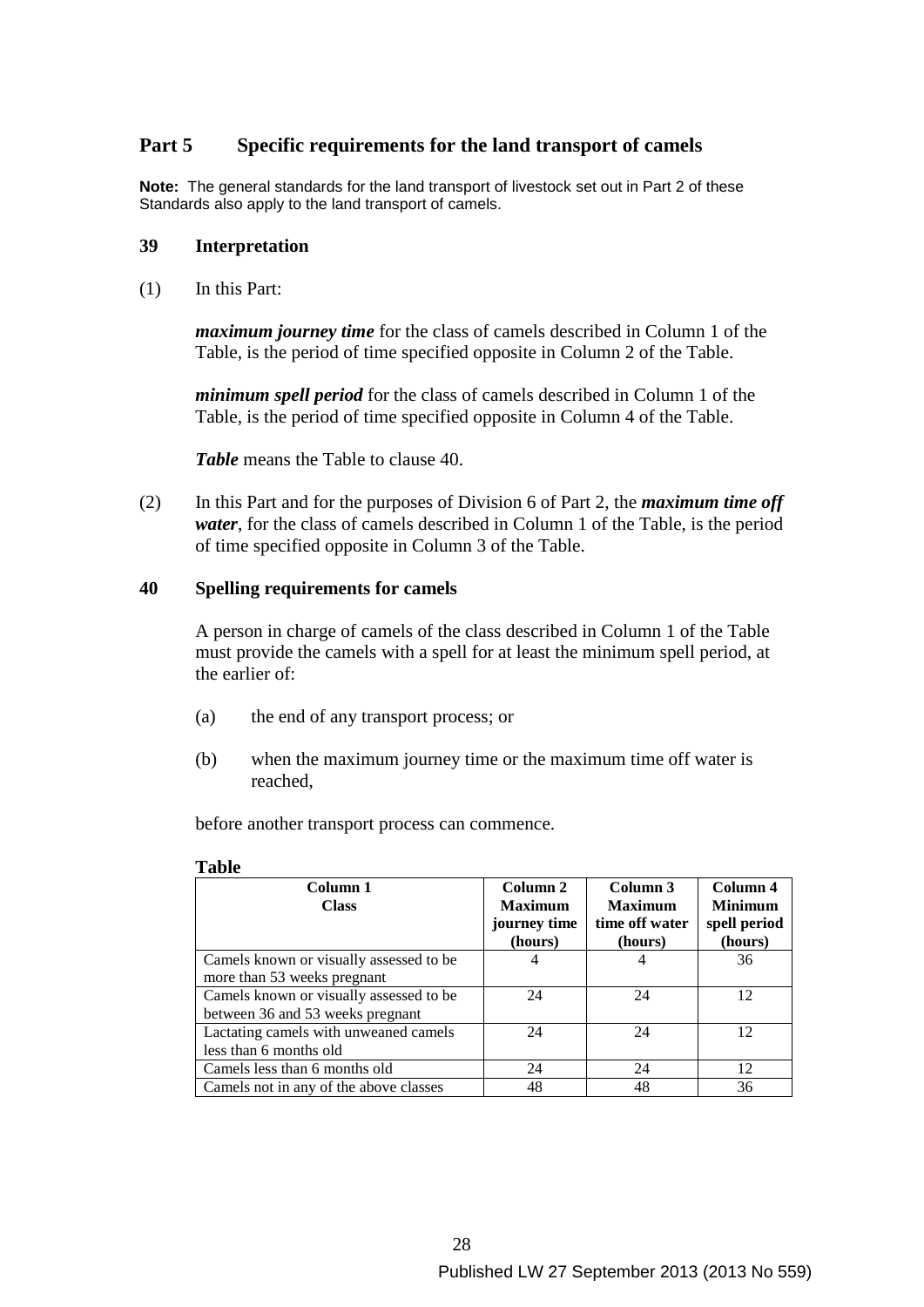## Part 5 Specific requirements for the land transport of camels

**Note:** The general standards for the land transport of livestock set out in Part 2 of these Standards also apply to the land transport of camels.

### 39 Interpretation

(1) In this Part:

***maximum journey time*** for the class of camels described in Column 1 of the Table, is the period of time specified opposite in Column 2 of the Table.

***minimum spell period*** for the class of camels described in Column 1 of the Table, is the period of time specified opposite in Column 4 of the Table.

***Table*** means the Table to clause 40.

(2) In this Part and for the purposes of Division 6 of Part 2, the ***maximum time off water***, for the class of camels described in Column 1 of the Table, is the period of time specified opposite in Column 3 of the Table.

### 40 Spelling requirements for camels

A person in charge of camels of the class described in Column 1 of the Table must provide the camels with a spell for at least the minimum spell period, at the earlier of:

(a) the end of any transport process; or

(b) when the maximum journey time or the maximum time off water is reached,

before another transport process can commence.

**Table**

| Column 1<br>Class | Column 2<br>Maximum journey time (hours) | Column 3<br>Maximum time off water (hours) | Column 4<br>Minimum spell period (hours) |
|---|---|---|---|
| Camels known or visually assessed to be more than 53 weeks pregnant | 4 | 4 | 36 |
| Camels known or visually assessed to be between 36 and 53 weeks pregnant | 24 | 24 | 12 |
| Lactating camels with unweaned camels less than 6 months old | 24 | 24 | 12 |
| Camels less than 6 months old | 24 | 24 | 12 |
| Camels not in any of the above classes | 48 | 48 | 36 |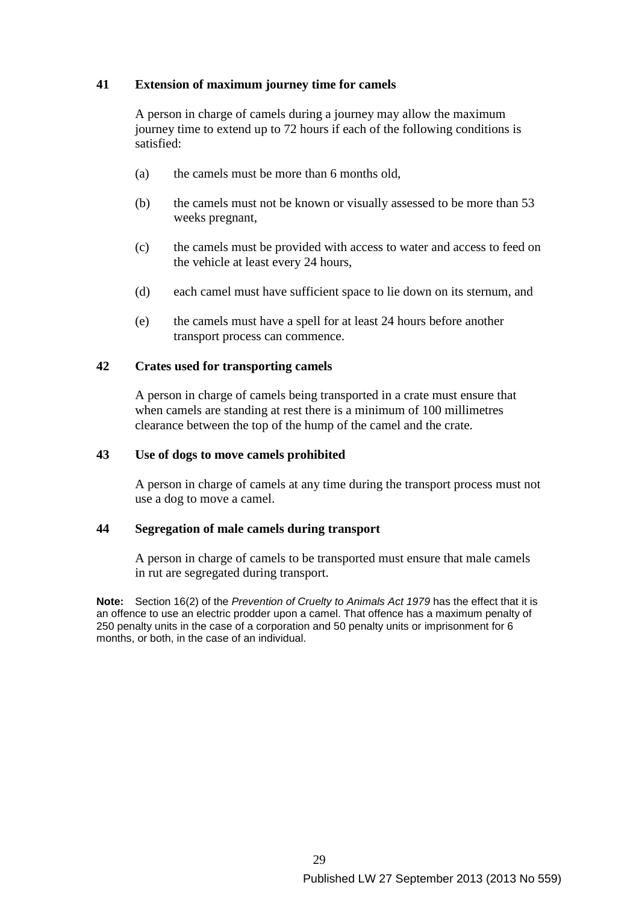## 41 Extension of maximum journey time for camels

A person in charge of camels during a journey may allow the maximum journey time to extend up to 72 hours if each of the following conditions is satisfied:

(a) the camels must be more than 6 months old,

(b) the camels must not be known or visually assessed to be more than 53 weeks pregnant,

(c) the camels must be provided with access to water and access to feed on the vehicle at least every 24 hours,

(d) each camel must have sufficient space to lie down on its sternum, and

(e) the camels must have a spell for at least 24 hours before another transport process can commence.

## 42 Crates used for transporting camels

A person in charge of camels being transported in a crate must ensure that when camels are standing at rest there is a minimum of 100 millimetres clearance between the top of the hump of the camel and the crate.

## 43 Use of dogs to move camels prohibited

A person in charge of camels at any time during the transport process must not use a dog to move a camel.

## 44 Segregation of male camels during transport

A person in charge of camels to be transported must ensure that male camels in rut are segregated during transport.

**Note:** Section 16(2) of the *Prevention of Cruelty to Animals Act 1979* has the effect that it is an offence to use an electric prodder upon a camel. That offence has a maximum penalty of 250 penalty units in the case of a corporation and 50 penalty units or imprisonment for 6 months, or both, in the case of an individual.

Published LW 27 September 2013 (2013 No 559)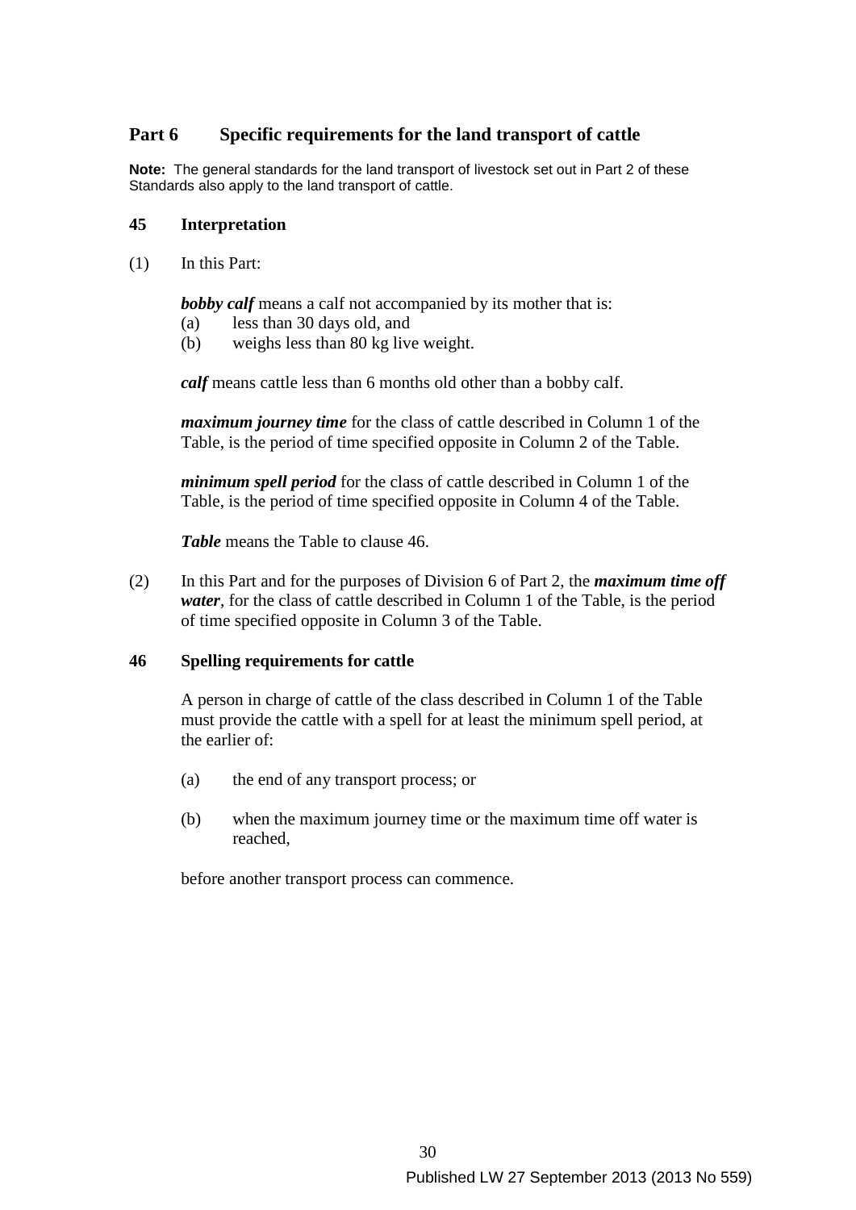## Part 6 Specific requirements for the land transport of cattle

**Note:** The general standards for the land transport of livestock set out in Part 2 of these Standards also apply to the land transport of cattle.

### 45 Interpretation

(1) In this Part:

***bobby calf*** means a calf not accompanied by its mother that is:
(a) less than 30 days old, and
(b) weighs less than 80 kg live weight.

***calf*** means cattle less than 6 months old other than a bobby calf.

***maximum journey time*** for the class of cattle described in Column 1 of the Table, is the period of time specified opposite in Column 2 of the Table.

***minimum spell period*** for the class of cattle described in Column 1 of the Table, is the period of time specified opposite in Column 4 of the Table.

***Table*** means the Table to clause 46.

(2) In this Part and for the purposes of Division 6 of Part 2, the ***maximum time off water***, for the class of cattle described in Column 1 of the Table, is the period of time specified opposite in Column 3 of the Table.

### 46 Spelling requirements for cattle

A person in charge of cattle of the class described in Column 1 of the Table must provide the cattle with a spell for at least the minimum spell period, at the earlier of:

(a) the end of any transport process; or

(b) when the maximum journey time or the maximum time off water is reached,

before another transport process can commence.

Published LW 27 September 2013 (2013 No 559)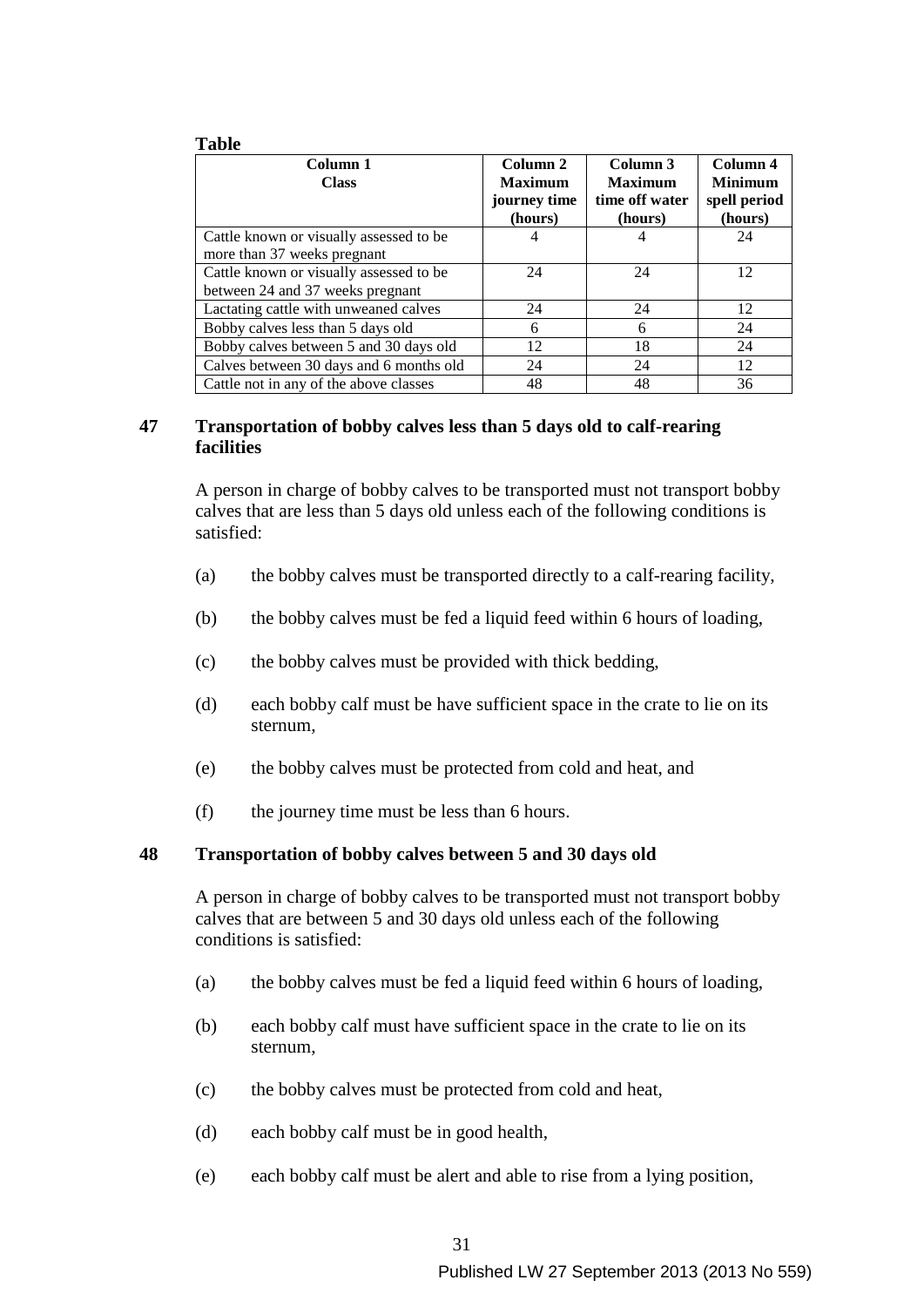**Table**

| Column 1 Class | Column 2 Maximum journey time (hours) | Column 3 Maximum time off water (hours) | Column 4 Minimum spell period (hours) |
|---|---|---|---|
| Cattle known or visually assessed to be more than 37 weeks pregnant | 4 | 4 | 24 |
| Cattle known or visually assessed to be between 24 and 37 weeks pregnant | 24 | 24 | 12 |
| Lactating cattle with unweaned calves | 24 | 24 | 12 |
| Bobby calves less than 5 days old | 6 | 6 | 24 |
| Bobby calves between 5 and 30 days old | 12 | 18 | 24 |
| Calves between 30 days and 6 months old | 24 | 24 | 12 |
| Cattle not in any of the above classes | 48 | 48 | 36 |

### 47 Transportation of bobby calves less than 5 days old to calf-rearing facilities

A person in charge of bobby calves to be transported must not transport bobby calves that are less than 5 days old unless each of the following conditions is satisfied:

(a) the bobby calves must be transported directly to a calf-rearing facility,

(b) the bobby calves must be fed a liquid feed within 6 hours of loading,

(c) the bobby calves must be provided with thick bedding,

(d) each bobby calf must be have sufficient space in the crate to lie on its sternum,

(e) the bobby calves must be protected from cold and heat, and

(f) the journey time must be less than 6 hours.

### 48 Transportation of bobby calves between 5 and 30 days old

A person in charge of bobby calves to be transported must not transport bobby calves that are between 5 and 30 days old unless each of the following conditions is satisfied:

(a) the bobby calves must be fed a liquid feed within 6 hours of loading,

(b) each bobby calf must have sufficient space in the crate to lie on its sternum,

(c) the bobby calves must be protected from cold and heat,

(d) each bobby calf must be in good health,

(e) each bobby calf must be alert and able to rise from a lying position,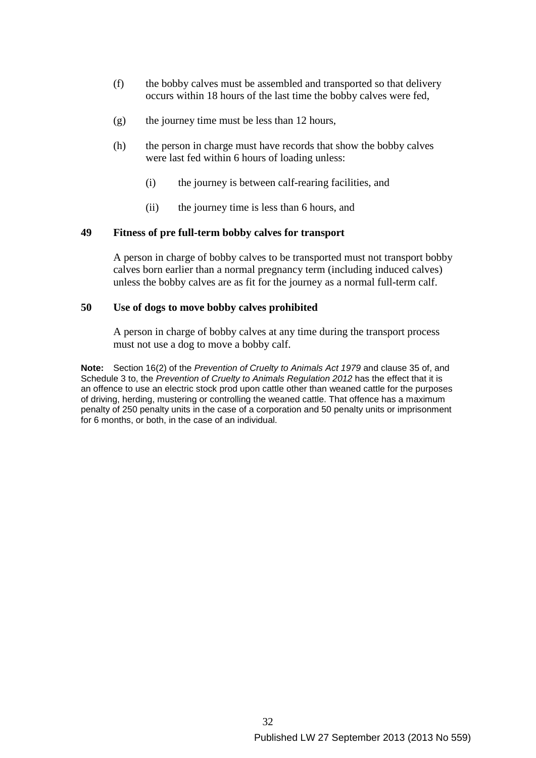(f) the bobby calves must be assembled and transported so that delivery occurs within 18 hours of the last time the bobby calves were fed,

(g) the journey time must be less than 12 hours,

(h) the person in charge must have records that show the bobby calves were last fed within 6 hours of loading unless:

   (i) the journey is between calf-rearing facilities, and

   (ii) the journey time is less than 6 hours, and

### 49 Fitness of pre full-term bobby calves for transport

A person in charge of bobby calves to be transported must not transport bobby calves born earlier than a normal pregnancy term (including induced calves) unless the bobby calves are as fit for the journey as a normal full-term calf.

### 50 Use of dogs to move bobby calves prohibited

A person in charge of bobby calves at any time during the transport process must not use a dog to move a bobby calf.

**Note:** Section 16(2) of the *Prevention of Cruelty to Animals Act 1979* and clause 35 of, and Schedule 3 to, the *Prevention of Cruelty to Animals Regulation 2012* has the effect that it is an offence to use an electric stock prod upon cattle other than weaned cattle for the purposes of driving, herding, mustering or controlling the weaned cattle. That offence has a maximum penalty of 250 penalty units in the case of a corporation and 50 penalty units or imprisonment for 6 months, or both, in the case of an individual.

Published LW 27 September 2013 (2013 No 559)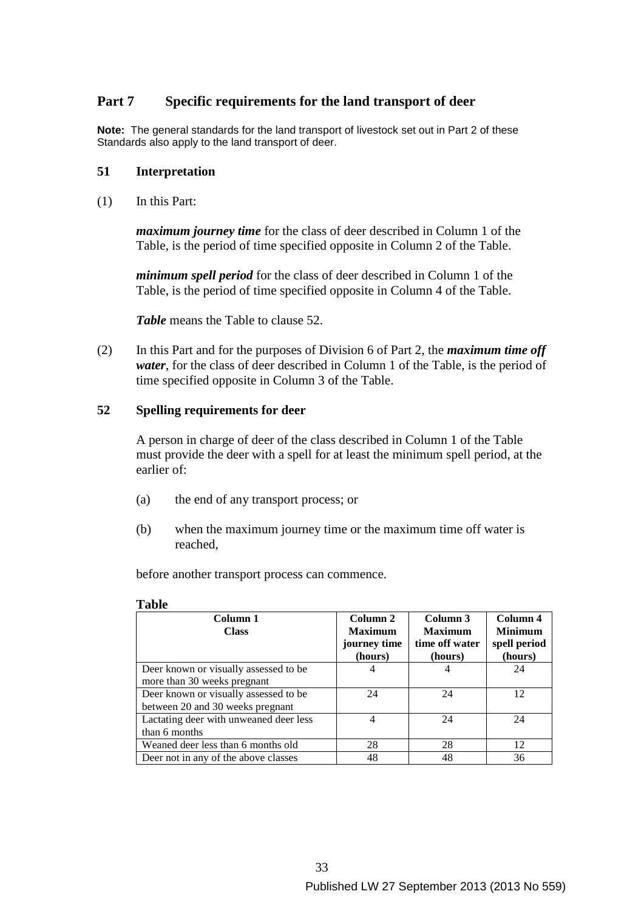## Part 7 Specific requirements for the land transport of deer

**Note:** The general standards for the land transport of livestock set out in Part 2 of these Standards also apply to the land transport of deer.

### 51 Interpretation

(1) In this Part:

***maximum journey time*** for the class of deer described in Column 1 of the Table, is the period of time specified opposite in Column 2 of the Table.

***minimum spell period*** for the class of deer described in Column 1 of the Table, is the period of time specified opposite in Column 4 of the Table.

***Table*** means the Table to clause 52.

(2) In this Part and for the purposes of Division 6 of Part 2, the ***maximum time off water***, for the class of deer described in Column 1 of the Table, is the period of time specified opposite in Column 3 of the Table.

### 52 Spelling requirements for deer

A person in charge of deer of the class described in Column 1 of the Table must provide the deer with a spell for at least the minimum spell period, at the earlier of:

(a) the end of any transport process; or

(b) when the maximum journey time or the maximum time off water is reached,

before another transport process can commence.

**Table**

| Column 1 Class | Column 2 Maximum journey time (hours) | Column 3 Maximum time off water (hours) | Column 4 Minimum spell period (hours) |
|---|---|---|---|
| Deer known or visually assessed to be more than 30 weeks pregnant | 4 | 4 | 24 |
| Deer known or visually assessed to be between 20 and 30 weeks pregnant | 24 | 24 | 12 |
| Lactating deer with unweaned deer less than 6 months | 4 | 24 | 24 |
| Weaned deer less than 6 months old | 28 | 28 | 12 |
| Deer not in any of the above classes | 48 | 48 | 36 |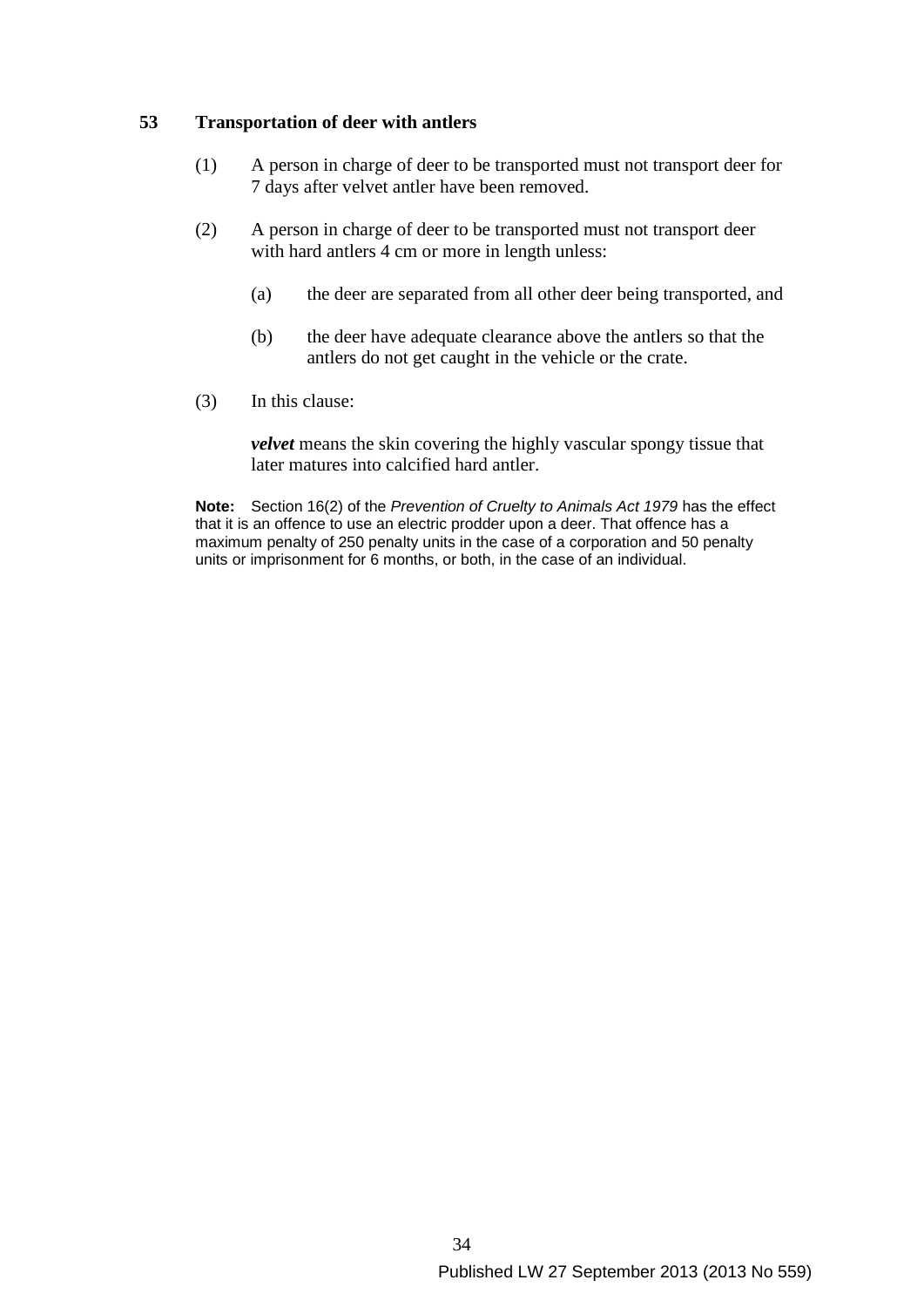## 53 Transportation of deer with antlers

(1) A person in charge of deer to be transported must not transport deer for 7 days after velvet antler have been removed.

(2) A person in charge of deer to be transported must not transport deer with hard antlers 4 cm or more in length unless:

(a) the deer are separated from all other deer being transported, and

(b) the deer have adequate clearance above the antlers so that the antlers do not get caught in the vehicle or the crate.

(3) In this clause:

***velvet*** means the skin covering the highly vascular spongy tissue that later matures into calcified hard antler.

**Note:** Section 16(2) of the *Prevention of Cruelty to Animals Act 1979* has the effect that it is an offence to use an electric prodder upon a deer. That offence has a maximum penalty of 250 penalty units in the case of a corporation and 50 penalty units or imprisonment for 6 months, or both, in the case of an individual.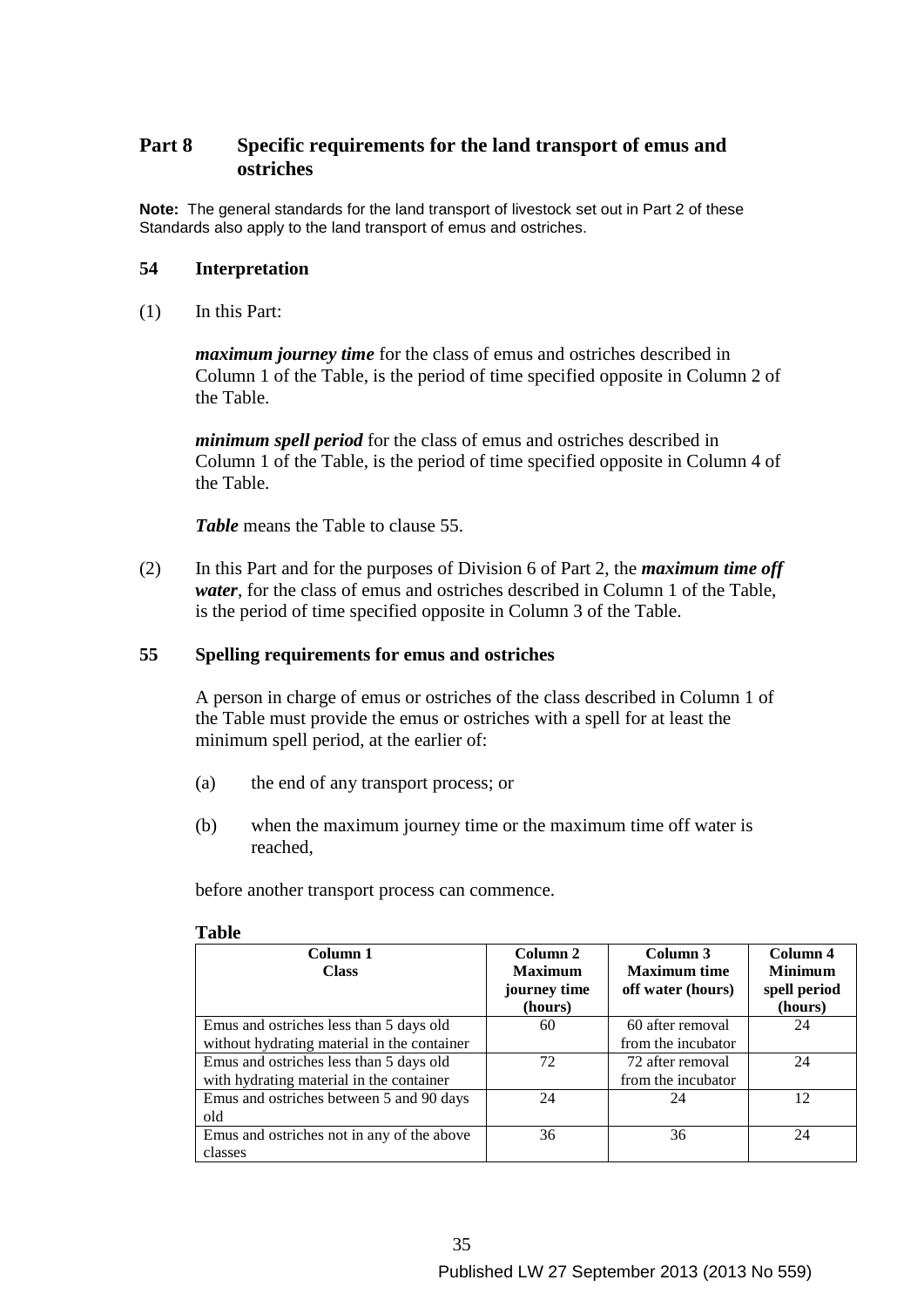## Part 8 Specific requirements for the land transport of emus and ostriches

**Note:** The general standards for the land transport of livestock set out in Part 2 of these Standards also apply to the land transport of emus and ostriches.

### 54 Interpretation

(1) In this Part:

***maximum journey time*** for the class of emus and ostriches described in Column 1 of the Table, is the period of time specified opposite in Column 2 of the Table.

***minimum spell period*** for the class of emus and ostriches described in Column 1 of the Table, is the period of time specified opposite in Column 4 of the Table.

***Table*** means the Table to clause 55.

(2) In this Part and for the purposes of Division 6 of Part 2, the ***maximum time off water***, for the class of emus and ostriches described in Column 1 of the Table, is the period of time specified opposite in Column 3 of the Table.

### 55 Spelling requirements for emus and ostriches

A person in charge of emus or ostriches of the class described in Column 1 of the Table must provide the emus or ostriches with a spell for at least the minimum spell period, at the earlier of:

(a) the end of any transport process; or

(b) when the maximum journey time or the maximum time off water is reached,

before another transport process can commence.

**Table**

| Column 1<br>Class | Column 2<br>Maximum journey time (hours) | Column 3<br>Maximum time off water (hours) | Column 4<br>Minimum spell period (hours) |
|---|---|---|---|
| Emus and ostriches less than 5 days old without hydrating material in the container | 60 | 60 after removal from the incubator | 24 |
| Emus and ostriches less than 5 days old with hydrating material in the container | 72 | 72 after removal from the incubator | 24 |
| Emus and ostriches between 5 and 90 days old | 24 | 24 | 12 |
| Emus and ostriches not in any of the above classes | 36 | 36 | 24 |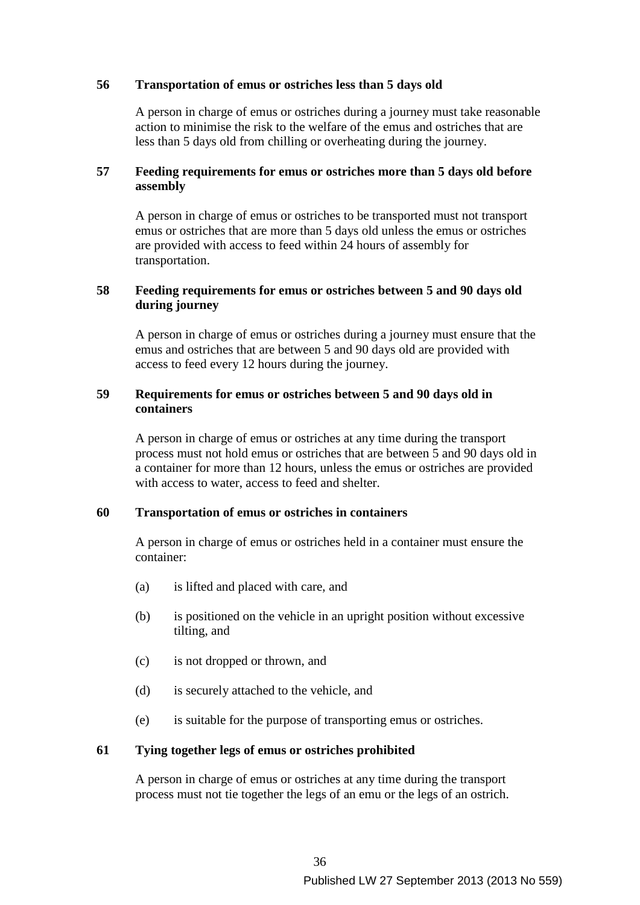### 56 Transportation of emus or ostriches less than 5 days old

A person in charge of emus or ostriches during a journey must take reasonable action to minimise the risk to the welfare of the emus and ostriches that are less than 5 days old from chilling or overheating during the journey.

### 57 Feeding requirements for emus or ostriches more than 5 days old before assembly

A person in charge of emus or ostriches to be transported must not transport emus or ostriches that are more than 5 days old unless the emus or ostriches are provided with access to feed within 24 hours of assembly for transportation.

### 58 Feeding requirements for emus or ostriches between 5 and 90 days old during journey

A person in charge of emus or ostriches during a journey must ensure that the emus and ostriches that are between 5 and 90 days old are provided with access to feed every 12 hours during the journey.

### 59 Requirements for emus or ostriches between 5 and 90 days old in containers

A person in charge of emus or ostriches at any time during the transport process must not hold emus or ostriches that are between 5 and 90 days old in a container for more than 12 hours, unless the emus or ostriches are provided with access to water, access to feed and shelter.

### 60 Transportation of emus or ostriches in containers

A person in charge of emus or ostriches held in a container must ensure the container:

(a) is lifted and placed with care, and

(b) is positioned on the vehicle in an upright position without excessive tilting, and

(c) is not dropped or thrown, and

(d) is securely attached to the vehicle, and

(e) is suitable for the purpose of transporting emus or ostriches.

### 61 Tying together legs of emus or ostriches prohibited

A person in charge of emus or ostriches at any time during the transport process must not tie together the legs of an emu or the legs of an ostrich.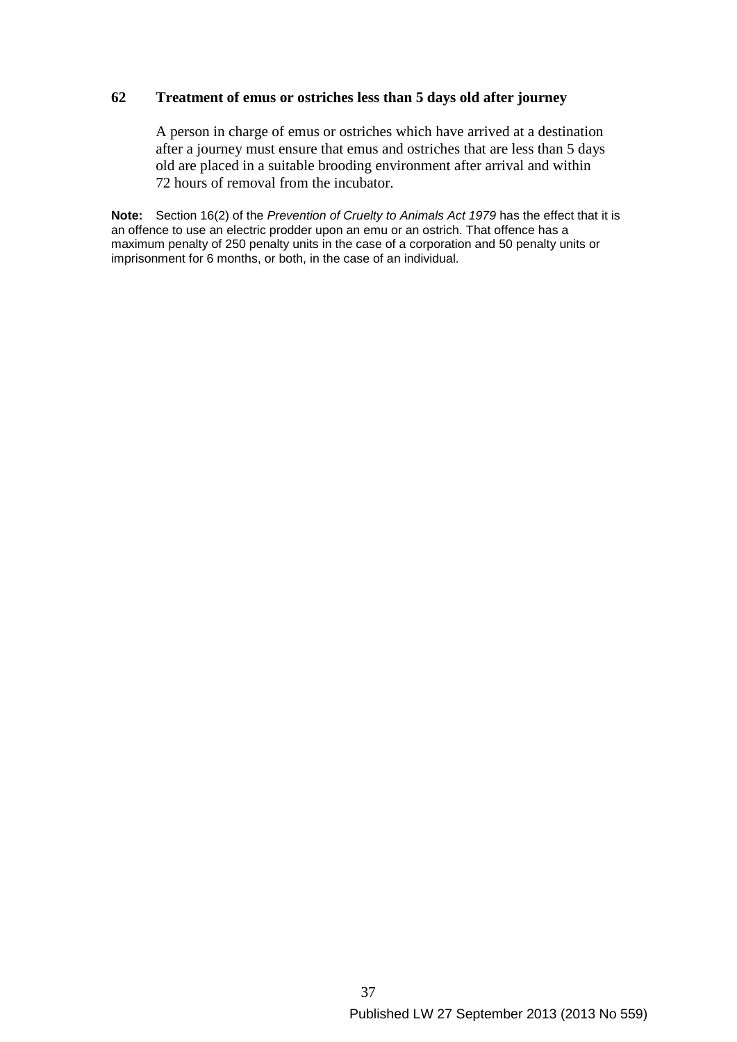### 62 Treatment of emus or ostriches less than 5 days old after journey

A person in charge of emus or ostriches which have arrived at a destination after a journey must ensure that emus and ostriches that are less than 5 days old are placed in a suitable brooding environment after arrival and within 72 hours of removal from the incubator.

**Note:** Section 16(2) of the *Prevention of Cruelty to Animals Act 1979* has the effect that it is an offence to use an electric prodder upon an emu or an ostrich. That offence has a maximum penalty of 250 penalty units in the case of a corporation and 50 penalty units or imprisonment for 6 months, or both, in the case of an individual.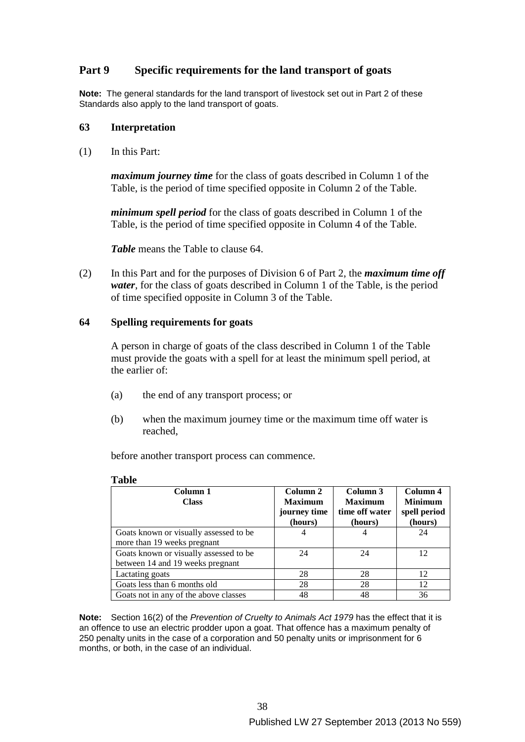## Part 9 Specific requirements for the land transport of goats

**Note:** The general standards for the land transport of livestock set out in Part 2 of these Standards also apply to the land transport of goats.

### 63 Interpretation

(1) In this Part:

***maximum journey time*** for the class of goats described in Column 1 of the Table, is the period of time specified opposite in Column 2 of the Table.

***minimum spell period*** for the class of goats described in Column 1 of the Table, is the period of time specified opposite in Column 4 of the Table.

***Table*** means the Table to clause 64.

(2) In this Part and for the purposes of Division 6 of Part 2, the ***maximum time off water***, for the class of goats described in Column 1 of the Table, is the period of time specified opposite in Column 3 of the Table.

### 64 Spelling requirements for goats

A person in charge of goats of the class described in Column 1 of the Table must provide the goats with a spell for at least the minimum spell period, at the earlier of:

(a) the end of any transport process; or

(b) when the maximum journey time or the maximum time off water is reached,

before another transport process can commence.

**Table**

| Column 1<br>Class | Column 2<br>Maximum journey time (hours) | Column 3<br>Maximum time off water (hours) | Column 4<br>Minimum spell period (hours) |
|---|---|---|---|
| Goats known or visually assessed to be more than 19 weeks pregnant | 4 | 4 | 24 |
| Goats known or visually assessed to be between 14 and 19 weeks pregnant | 24 | 24 | 12 |
| Lactating goats | 28 | 28 | 12 |
| Goats less than 6 months old | 28 | 28 | 12 |
| Goats not in any of the above classes | 48 | 48 | 36 |

**Note:** Section 16(2) of the *Prevention of Cruelty to Animals Act 1979* has the effect that it is an offence to use an electric prodder upon a goat. That offence has a maximum penalty of 250 penalty units in the case of a corporation and 50 penalty units or imprisonment for 6 months, or both, in the case of an individual.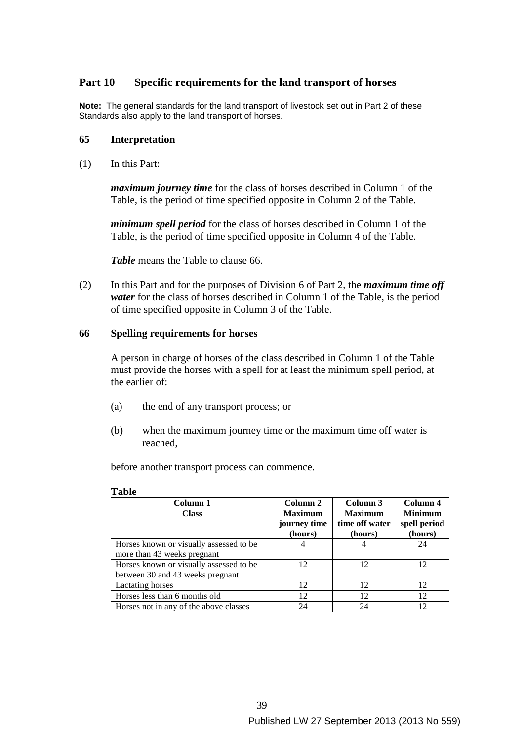## Part 10 Specific requirements for the land transport of horses

**Note:** The general standards for the land transport of livestock set out in Part 2 of these Standards also apply to the land transport of horses.

### 65 Interpretation

(1) In this Part:

***maximum journey time*** for the class of horses described in Column 1 of the Table, is the period of time specified opposite in Column 2 of the Table.

***minimum spell period*** for the class of horses described in Column 1 of the Table, is the period of time specified opposite in Column 4 of the Table.

***Table*** means the Table to clause 66.

(2) In this Part and for the purposes of Division 6 of Part 2, the ***maximum time off water*** for the class of horses described in Column 1 of the Table, is the period of time specified opposite in Column 3 of the Table.

### 66 Spelling requirements for horses

A person in charge of horses of the class described in Column 1 of the Table must provide the horses with a spell for at least the minimum spell period, at the earlier of:

(a) the end of any transport process; or

(b) when the maximum journey time or the maximum time off water is reached,

before another transport process can commence.

**Table**

| Column 1 Class | Column 2 Maximum journey time (hours) | Column 3 Maximum time off water (hours) | Column 4 Minimum spell period (hours) |
|---|---|---|---|
| Horses known or visually assessed to be more than 43 weeks pregnant | 4 | 4 | 24 |
| Horses known or visually assessed to be between 30 and 43 weeks pregnant | 12 | 12 | 12 |
| Lactating horses | 12 | 12 | 12 |
| Horses less than 6 months old | 12 | 12 | 12 |
| Horses not in any of the above classes | 24 | 24 | 12 |

Published LW 27 September 2013 (2013 No 559)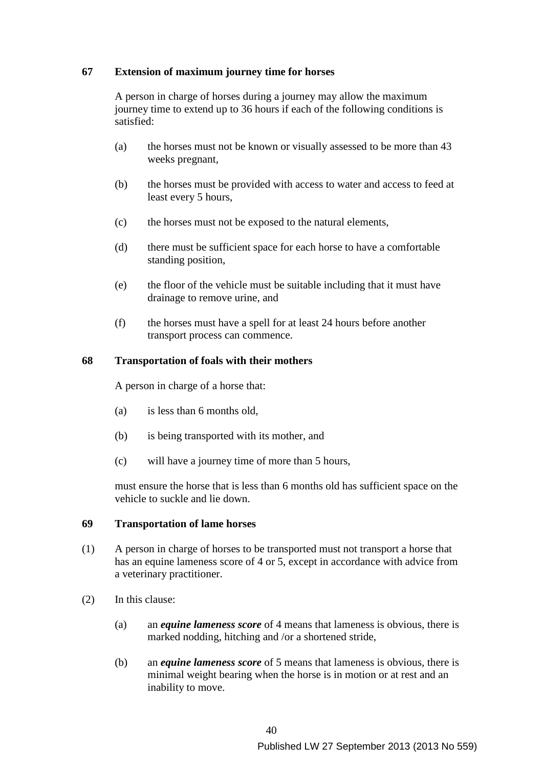### 67 Extension of maximum journey time for horses

A person in charge of horses during a journey may allow the maximum journey time to extend up to 36 hours if each of the following conditions is satisfied:

(a) the horses must not be known or visually assessed to be more than 43 weeks pregnant,

(b) the horses must be provided with access to water and access to feed at least every 5 hours,

(c) the horses must not be exposed to the natural elements,

(d) there must be sufficient space for each horse to have a comfortable standing position,

(e) the floor of the vehicle must be suitable including that it must have drainage to remove urine, and

(f) the horses must have a spell for at least 24 hours before another transport process can commence.

### 68 Transportation of foals with their mothers

A person in charge of a horse that:

(a) is less than 6 months old,

(b) is being transported with its mother, and

(c) will have a journey time of more than 5 hours,

must ensure the horse that is less than 6 months old has sufficient space on the vehicle to suckle and lie down.

### 69 Transportation of lame horses

(1) A person in charge of horses to be transported must not transport a horse that has an equine lameness score of 4 or 5, except in accordance with advice from a veterinary practitioner.

(2) In this clause:

(a) an ***equine lameness score*** of 4 means that lameness is obvious, there is marked nodding, hitching and /or a shortened stride,

(b) an ***equine lameness score*** of 5 means that lameness is obvious, there is minimal weight bearing when the horse is in motion or at rest and an inability to move.

Published LW 27 September 2013 (2013 No 559)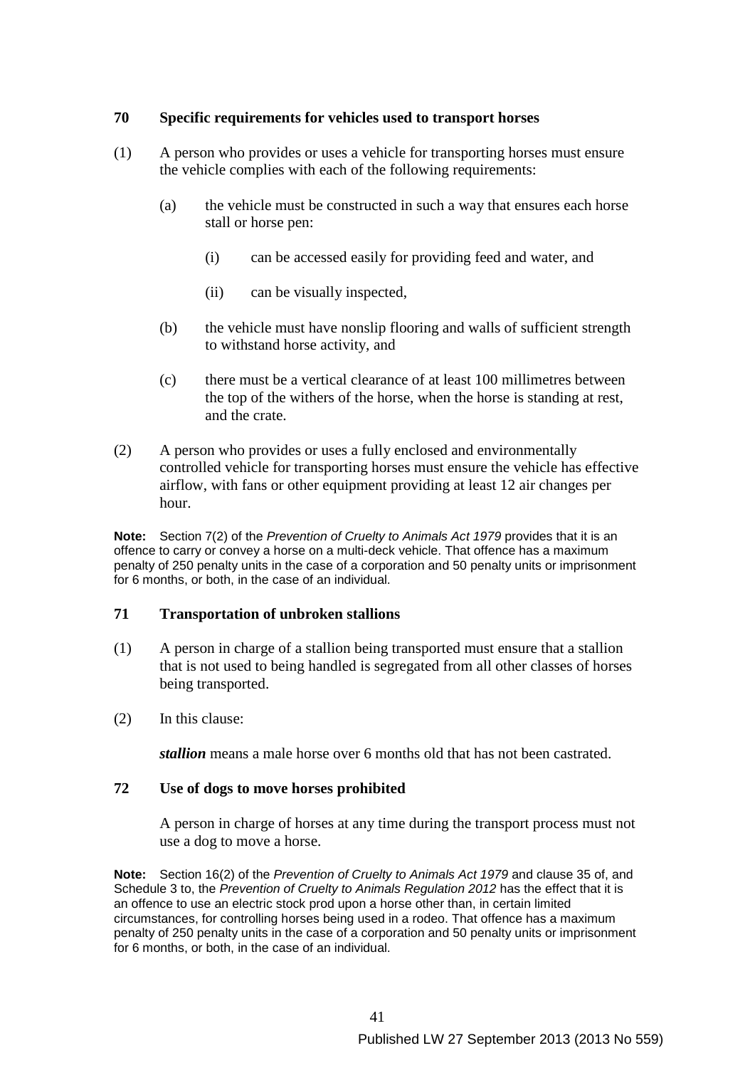### 70 Specific requirements for vehicles used to transport horses

(1) A person who provides or uses a vehicle for transporting horses must ensure the vehicle complies with each of the following requirements:

  (a) the vehicle must be constructed in such a way that ensures each horse stall or horse pen:

    (i) can be accessed easily for providing feed and water, and

    (ii) can be visually inspected,

  (b) the vehicle must have nonslip flooring and walls of sufficient strength to withstand horse activity, and

  (c) there must be a vertical clearance of at least 100 millimetres between the top of the withers of the horse, when the horse is standing at rest, and the crate.

(2) A person who provides or uses a fully enclosed and environmentally controlled vehicle for transporting horses must ensure the vehicle has effective airflow, with fans or other equipment providing at least 12 air changes per hour.

**Note:** Section 7(2) of the *Prevention of Cruelty to Animals Act 1979* provides that it is an offence to carry or convey a horse on a multi-deck vehicle. That offence has a maximum penalty of 250 penalty units in the case of a corporation and 50 penalty units or imprisonment for 6 months, or both, in the case of an individual.

### 71 Transportation of unbroken stallions

(1) A person in charge of a stallion being transported must ensure that a stallion that is not used to being handled is segregated from all other classes of horses being transported.

(2) In this clause:

***stallion*** means a male horse over 6 months old that has not been castrated.

### 72 Use of dogs to move horses prohibited

A person in charge of horses at any time during the transport process must not use a dog to move a horse.

**Note:** Section 16(2) of the *Prevention of Cruelty to Animals Act 1979* and clause 35 of, and Schedule 3 to, the *Prevention of Cruelty to Animals Regulation 2012* has the effect that it is an offence to use an electric stock prod upon a horse other than, in certain limited circumstances, for controlling horses being used in a rodeo. That offence has a maximum penalty of 250 penalty units in the case of a corporation and 50 penalty units or imprisonment for 6 months, or both, in the case of an individual.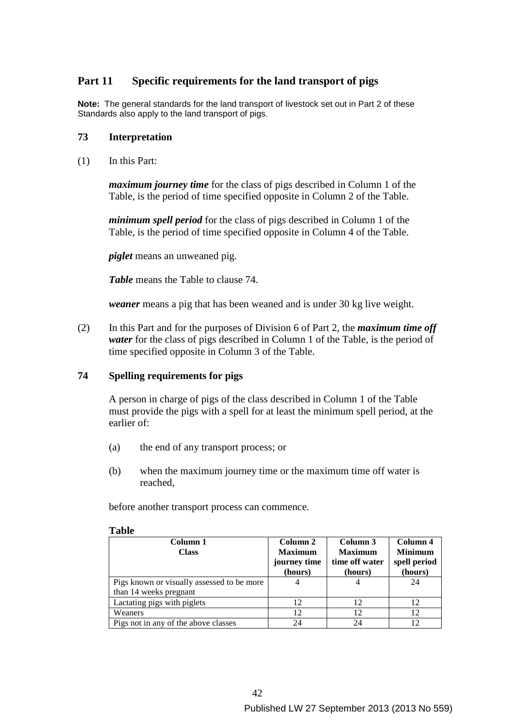## Part 11 Specific requirements for the land transport of pigs

**Note:** The general standards for the land transport of livestock set out in Part 2 of these Standards also apply to the land transport of pigs.

### 73 Interpretation

(1) In this Part:

***maximum journey time*** for the class of pigs described in Column 1 of the Table, is the period of time specified opposite in Column 2 of the Table.

***minimum spell period*** for the class of pigs described in Column 1 of the Table, is the period of time specified opposite in Column 4 of the Table.

***piglet*** means an unweaned pig.

***Table*** means the Table to clause 74.

***weaner*** means a pig that has been weaned and is under 30 kg live weight.

(2) In this Part and for the purposes of Division 6 of Part 2, the ***maximum time off water*** for the class of pigs described in Column 1 of the Table, is the period of time specified opposite in Column 3 of the Table.

### 74 Spelling requirements for pigs

A person in charge of pigs of the class described in Column 1 of the Table must provide the pigs with a spell for at least the minimum spell period, at the earlier of:

(a) the end of any transport process; or

(b) when the maximum journey time or the maximum time off water is reached,

before another transport process can commence.

**Table**

| Column 1<br>Class | Column 2<br>Maximum journey time (hours) | Column 3<br>Maximum time off water (hours) | Column 4<br>Minimum spell period (hours) |
|---|---|---|---|
| Pigs known or visually assessed to be more than 14 weeks pregnant | 4 | 4 | 24 |
| Lactating pigs with piglets | 12 | 12 | 12 |
| Weaners | 12 | 12 | 12 |
| Pigs not in any of the above classes | 24 | 24 | 12 |

Published LW 27 September 2013 (2013 No 559)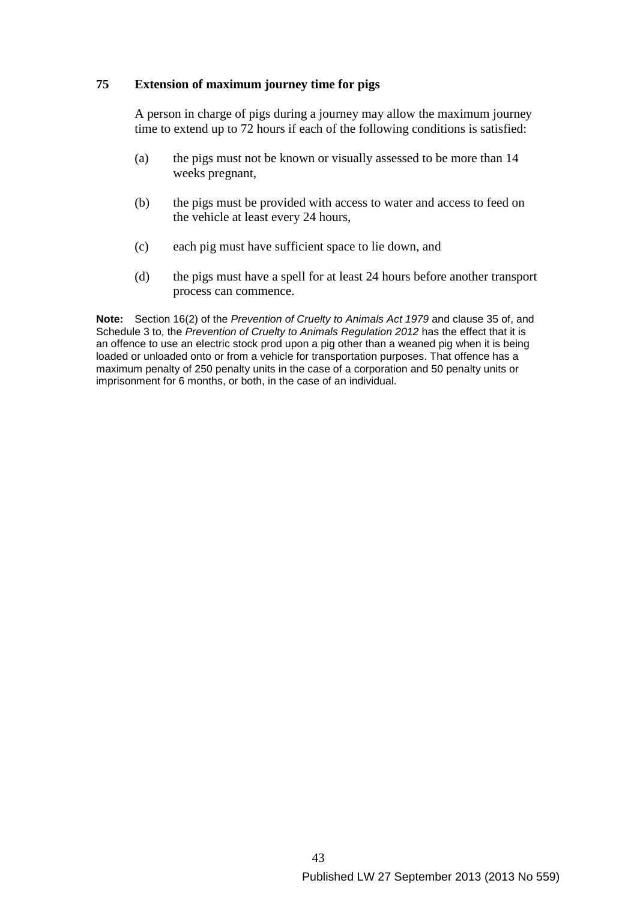### 75 Extension of maximum journey time for pigs

A person in charge of pigs during a journey may allow the maximum journey time to extend up to 72 hours if each of the following conditions is satisfied:

(a) the pigs must not be known or visually assessed to be more than 14 weeks pregnant,

(b) the pigs must be provided with access to water and access to feed on the vehicle at least every 24 hours,

(c) each pig must have sufficient space to lie down, and

(d) the pigs must have a spell for at least 24 hours before another transport process can commence.

**Note:** Section 16(2) of the *Prevention of Cruelty to Animals Act 1979* and clause 35 of, and Schedule 3 to, the *Prevention of Cruelty to Animals Regulation 2012* has the effect that it is an offence to use an electric stock prod upon a pig other than a weaned pig when it is being loaded or unloaded onto or from a vehicle for transportation purposes. That offence has a maximum penalty of 250 penalty units in the case of a corporation and 50 penalty units or imprisonment for 6 months, or both, in the case of an individual.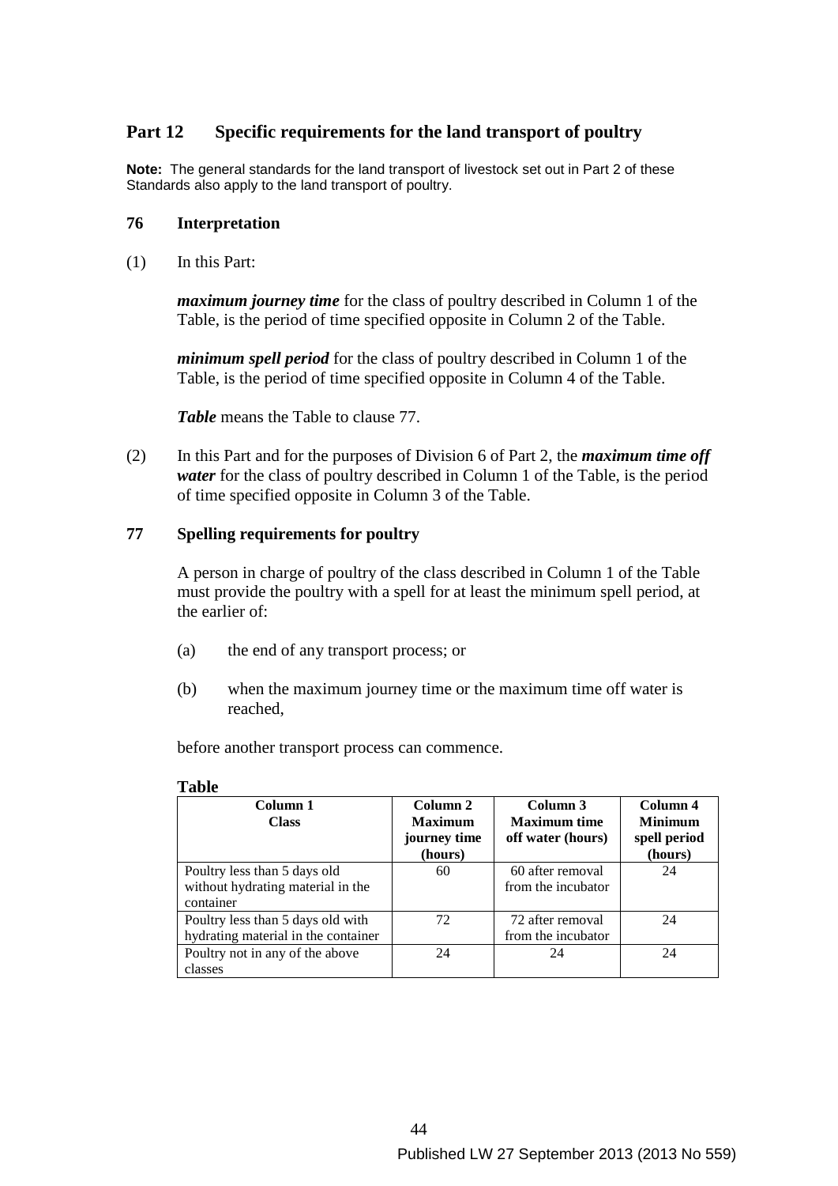## Part 12 Specific requirements for the land transport of poultry

**Note:** The general standards for the land transport of livestock set out in Part 2 of these Standards also apply to the land transport of poultry.

### 76 Interpretation

(1) In this Part:

***maximum journey time*** for the class of poultry described in Column 1 of the Table, is the period of time specified opposite in Column 2 of the Table.

***minimum spell period*** for the class of poultry described in Column 1 of the Table, is the period of time specified opposite in Column 4 of the Table.

***Table*** means the Table to clause 77.

(2) In this Part and for the purposes of Division 6 of Part 2, the ***maximum time off water*** for the class of poultry described in Column 1 of the Table, is the period of time specified opposite in Column 3 of the Table.

### 77 Spelling requirements for poultry

A person in charge of poultry of the class described in Column 1 of the Table must provide the poultry with a spell for at least the minimum spell period, at the earlier of:

(a) the end of any transport process; or

(b) when the maximum journey time or the maximum time off water is reached,

before another transport process can commence.

**Table**

| Column 1 Class | Column 2 Maximum journey time (hours) | Column 3 Maximum time off water (hours) | Column 4 Minimum spell period (hours) |
|---|---|---|---|
| Poultry less than 5 days old without hydrating material in the container | 60 | 60 after removal from the incubator | 24 |
| Poultry less than 5 days old with hydrating material in the container | 72 | 72 after removal from the incubator | 24 |
| Poultry not in any of the above classes | 24 | 24 | 24 |

Published LW 27 September 2013 (2013 No 559)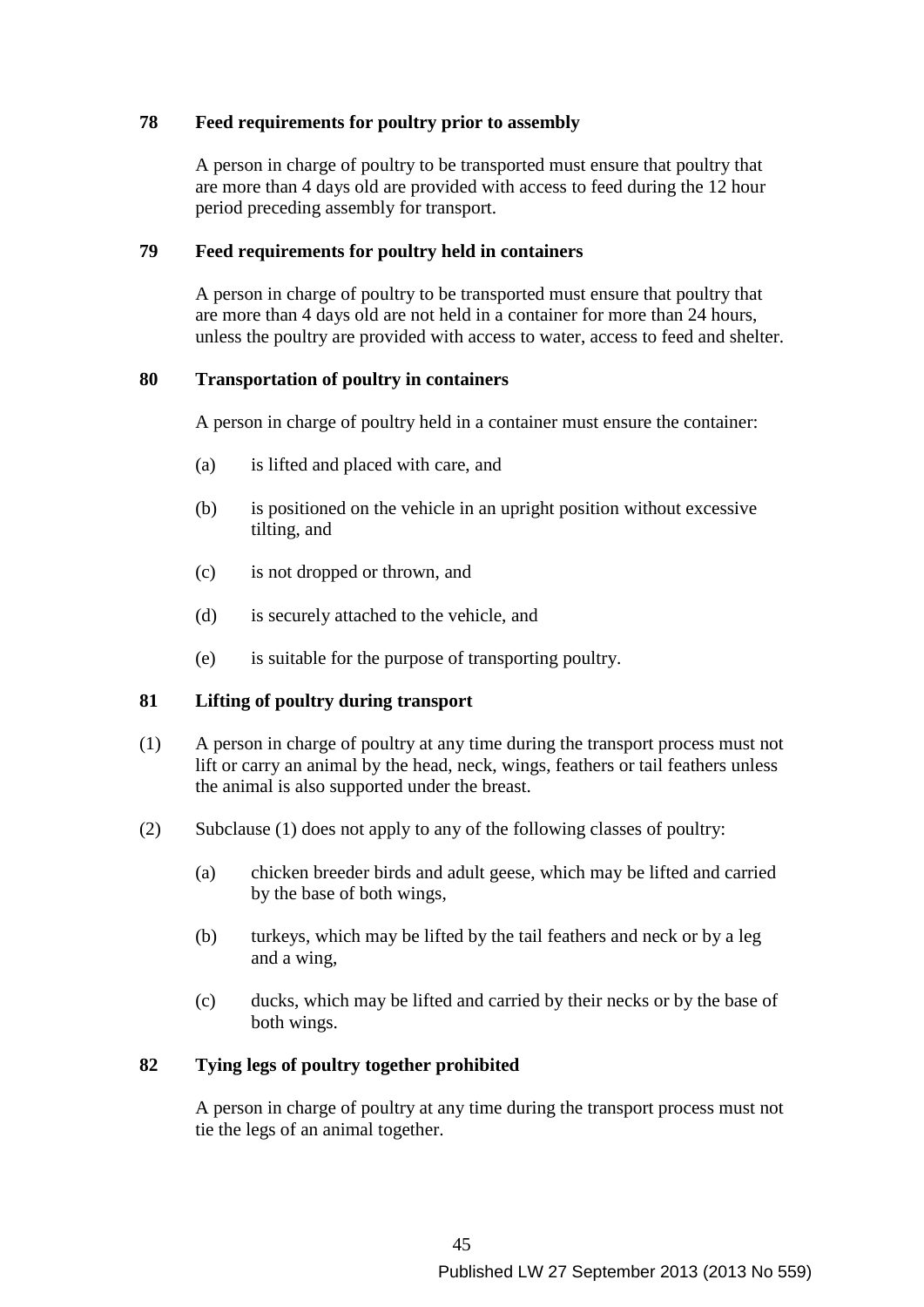### 78 Feed requirements for poultry prior to assembly

A person in charge of poultry to be transported must ensure that poultry that are more than 4 days old are provided with access to feed during the 12 hour period preceding assembly for transport.

### 79 Feed requirements for poultry held in containers

A person in charge of poultry to be transported must ensure that poultry that are more than 4 days old are not held in a container for more than 24 hours, unless the poultry are provided with access to water, access to feed and shelter.

### 80 Transportation of poultry in containers

A person in charge of poultry held in a container must ensure the container:

(a) is lifted and placed with care, and

(b) is positioned on the vehicle in an upright position without excessive tilting, and

(c) is not dropped or thrown, and

(d) is securely attached to the vehicle, and

(e) is suitable for the purpose of transporting poultry.

### 81 Lifting of poultry during transport

(1) A person in charge of poultry at any time during the transport process must not lift or carry an animal by the head, neck, wings, feathers or tail feathers unless the animal is also supported under the breast.

(2) Subclause (1) does not apply to any of the following classes of poultry:

(a) chicken breeder birds and adult geese, which may be lifted and carried by the base of both wings,

(b) turkeys, which may be lifted by the tail feathers and neck or by a leg and a wing,

(c) ducks, which may be lifted and carried by their necks or by the base of both wings.

### 82 Tying legs of poultry together prohibited

A person in charge of poultry at any time during the transport process must not tie the legs of an animal together.

Published LW 27 September 2013 (2013 No 559)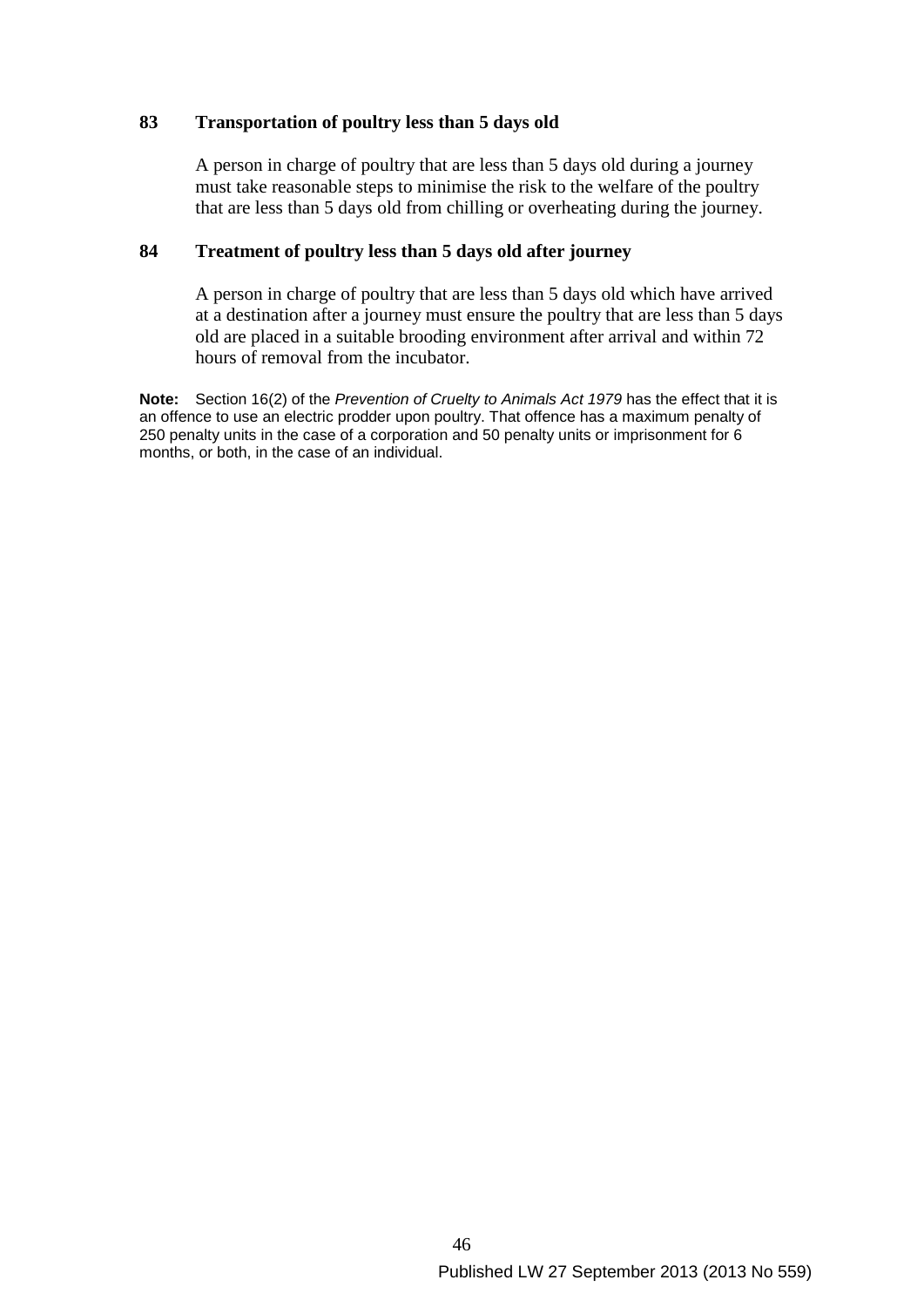### 83 Transportation of poultry less than 5 days old

A person in charge of poultry that are less than 5 days old during a journey must take reasonable steps to minimise the risk to the welfare of the poultry that are less than 5 days old from chilling or overheating during the journey.

### 84 Treatment of poultry less than 5 days old after journey

A person in charge of poultry that are less than 5 days old which have arrived at a destination after a journey must ensure the poultry that are less than 5 days old are placed in a suitable brooding environment after arrival and within 72 hours of removal from the incubator.

**Note:** Section 16(2) of the *Prevention of Cruelty to Animals Act 1979* has the effect that it is an offence to use an electric prodder upon poultry. That offence has a maximum penalty of 250 penalty units in the case of a corporation and 50 penalty units or imprisonment for 6 months, or both, in the case of an individual.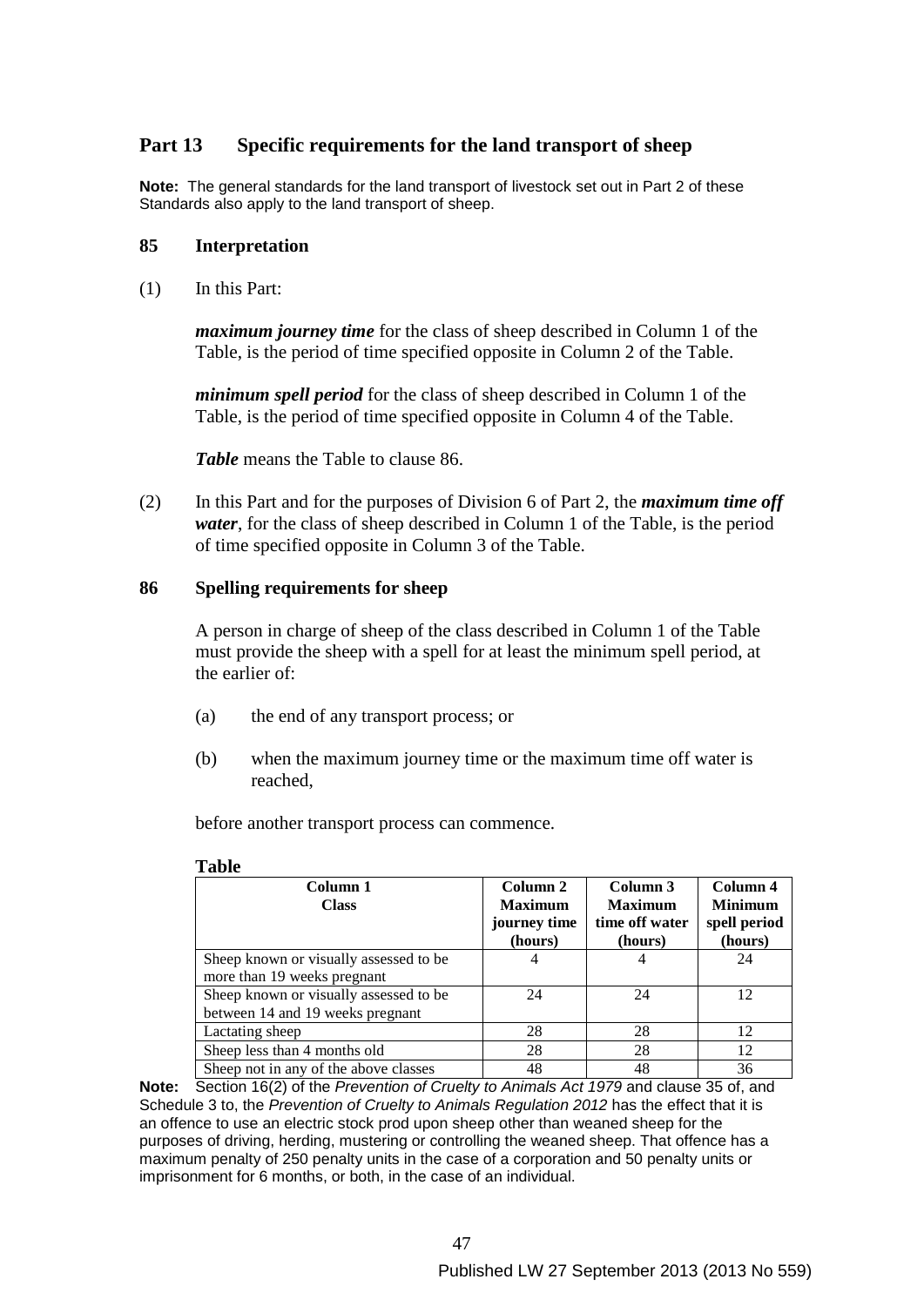## Part 13 Specific requirements for the land transport of sheep

**Note:** The general standards for the land transport of livestock set out in Part 2 of these Standards also apply to the land transport of sheep.

### 85 Interpretation

(1) In this Part:

***maximum journey time*** for the class of sheep described in Column 1 of the Table, is the period of time specified opposite in Column 2 of the Table.

***minimum spell period*** for the class of sheep described in Column 1 of the Table, is the period of time specified opposite in Column 4 of the Table.

***Table*** means the Table to clause 86.

(2) In this Part and for the purposes of Division 6 of Part 2, the ***maximum time off water***, for the class of sheep described in Column 1 of the Table, is the period of time specified opposite in Column 3 of the Table.

### 86 Spelling requirements for sheep

A person in charge of sheep of the class described in Column 1 of the Table must provide the sheep with a spell for at least the minimum spell period, at the earlier of:

(a) the end of any transport process; or

(b) when the maximum journey time or the maximum time off water is reached,

before another transport process can commence.

**Table**

| Column 1 Class | Column 2 Maximum journey time (hours) | Column 3 Maximum time off water (hours) | Column 4 Minimum spell period (hours) |
|---|---|---|---|
| Sheep known or visually assessed to be more than 19 weeks pregnant | 4 | 4 | 24 |
| Sheep known or visually assessed to be between 14 and 19 weeks pregnant | 24 | 24 | 12 |
| Lactating sheep | 28 | 28 | 12 |
| Sheep less than 4 months old | 28 | 28 | 12 |
| Sheep not in any of the above classes | 48 | 48 | 36 |

**Note:** Section 16(2) of the *Prevention of Cruelty to Animals Act 1979* and clause 35 of, and Schedule 3 to, the *Prevention of Cruelty to Animals Regulation 2012* has the effect that it is an offence to use an electric stock prod upon sheep other than weaned sheep for the purposes of driving, herding, mustering or controlling the weaned sheep. That offence has a maximum penalty of 250 penalty units in the case of a corporation and 50 penalty units or imprisonment for 6 months, or both, in the case of an individual.

Published LW 27 September 2013 (2013 No 559)